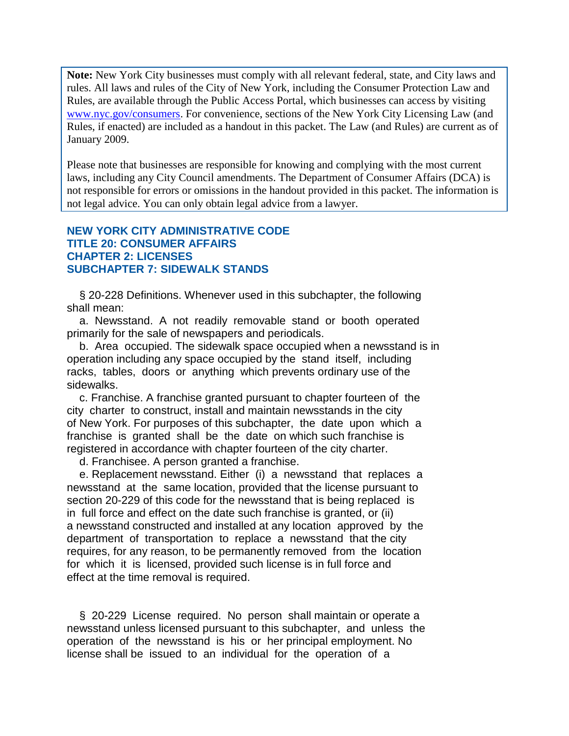**Note:** New York City businesses must comply with all relevant federal, state, and City laws and rules. All laws and rules of the City of New York, including the Consumer Protection Law and Rules, are available through the Public Access Portal, which businesses can access by visiting [www.nyc.gov/consumers](http://www.nyc.gov/consumers). For convenience, sections of the New York City Licensing Law (and Rules, if enacted) are included as a handout in this packet. The Law (and Rules) are current as of January 2009.

Please note that businesses are responsible for knowing and complying with the most current laws, including any City Council amendments. The Department of Consumer Affairs (DCA) is not responsible for errors or omissions in the handout provided in this packet. The information is not legal advice. You can only obtain legal advice from a lawyer.

## NEW YORK CITY ADMINISTRATIVE CODE
## TITLE 20: CONSUMER AFFAIRS
## CHAPTER 2: LICENSES
## SUBCHAPTER 7: SIDEWALK STANDS

§ 20-228 Definitions. Whenever used in this subchapter, the following shall mean:

a. Newsstand. A not readily removable stand or booth operated primarily for the sale of newspapers and periodicals.

b. Area occupied. The sidewalk space occupied when a newsstand is in operation including any space occupied by the stand itself, including racks, tables, doors or anything which prevents ordinary use of the sidewalks.

c. Franchise. A franchise granted pursuant to chapter fourteen of the city charter to construct, install and maintain newsstands in the city of New York. For purposes of this subchapter, the date upon which a franchise is granted shall be the date on which such franchise is registered in accordance with chapter fourteen of the city charter.

d. Franchisee. A person granted a franchise.

e. Replacement newsstand. Either (i) a newsstand that replaces a newsstand at the same location, provided that the license pursuant to section 20-229 of this code for the newsstand that is being replaced is in full force and effect on the date such franchise is granted, or (ii) a newsstand constructed and installed at any location approved by the department of transportation to replace a newsstand that the city requires, for any reason, to be permanently removed from the location for which it is licensed, provided such license is in full force and effect at the time removal is required.

§ 20-229 License required. No person shall maintain or operate a newsstand unless licensed pursuant to this subchapter, and unless the operation of the newsstand is his or her principal employment. No license shall be issued to an individual for the operation of a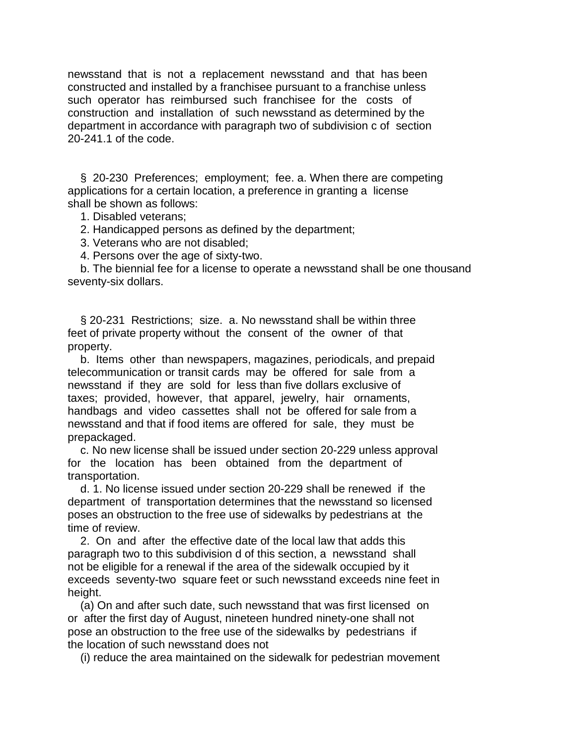newsstand that is not a replacement newsstand and that has been constructed and installed by a franchisee pursuant to a franchise unless such operator has reimbursed such franchisee for the costs of construction and installation of such newsstand as determined by the department in accordance with paragraph two of subdivision c of section 20-241.1 of the code.

§ 20-230 Preferences; employment; fee. a. When there are competing applications for a certain location, a preference in granting a license shall be shown as follows:

1. Disabled veterans;
2. Handicapped persons as defined by the department;
3. Veterans who are not disabled;
4. Persons over the age of sixty-two.

b. The biennial fee for a license to operate a newsstand shall be one thousand seventy-six dollars.

§ 20-231 Restrictions; size. a. No newsstand shall be within three feet of private property without the consent of the owner of that property.

b. Items other than newspapers, magazines, periodicals, and prepaid telecommunication or transit cards may be offered for sale from a newsstand if they are sold for less than five dollars exclusive of taxes; provided, however, that apparel, jewelry, hair ornaments, handbags and video cassettes shall not be offered for sale from a newsstand and that if food items are offered for sale, they must be prepackaged.

c. No new license shall be issued under section 20-229 unless approval for the location has been obtained from the department of transportation.

d. 1. No license issued under section 20-229 shall be renewed if the department of transportation determines that the newsstand so licensed poses an obstruction to the free use of sidewalks by pedestrians at the time of review.

2. On and after the effective date of the local law that adds this paragraph two to this subdivision d of this section, a newsstand shall not be eligible for a renewal if the area of the sidewalk occupied by it exceeds seventy-two square feet or such newsstand exceeds nine feet in height.

(a) On and after such date, such newsstand that was first licensed on or after the first day of August, nineteen hundred ninety-one shall not pose an obstruction to the free use of the sidewalks by pedestrians if the location of such newsstand does not

(i) reduce the area maintained on the sidewalk for pedestrian movement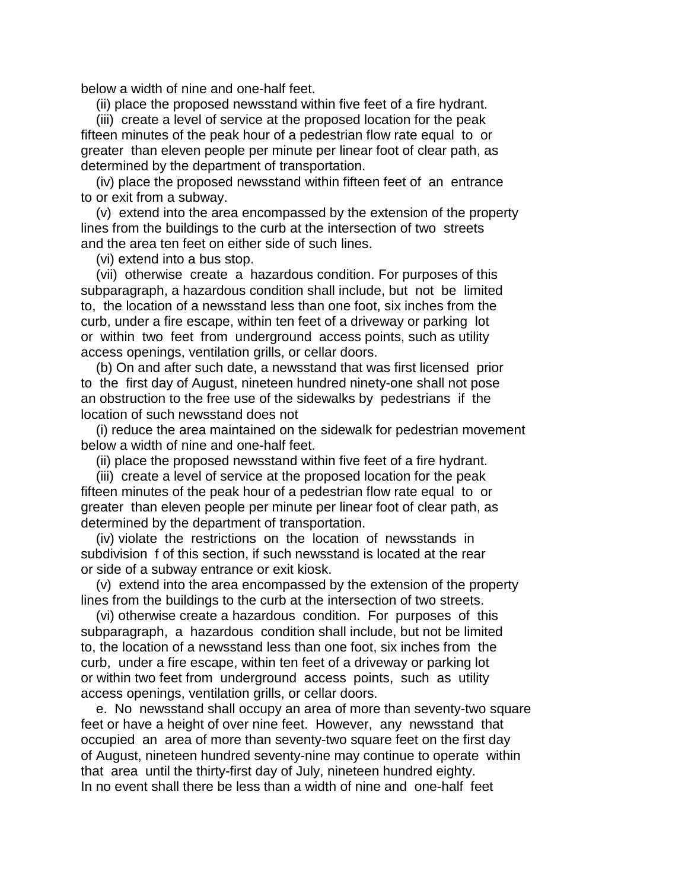below a width of nine and one-half feet.

(ii) place the proposed newsstand within five feet of a fire hydrant.

(iii) create a level of service at the proposed location for the peak fifteen minutes of the peak hour of a pedestrian flow rate equal to or greater than eleven people per minute per linear foot of clear path, as determined by the department of transportation.

(iv) place the proposed newsstand within fifteen feet of an entrance to or exit from a subway.

(v) extend into the area encompassed by the extension of the property lines from the buildings to the curb at the intersection of two streets and the area ten feet on either side of such lines.

(vi) extend into a bus stop.

(vii) otherwise create a hazardous condition. For purposes of this subparagraph, a hazardous condition shall include, but not be limited to, the location of a newsstand less than one foot, six inches from the curb, under a fire escape, within ten feet of a driveway or parking lot or within two feet from underground access points, such as utility access openings, ventilation grills, or cellar doors.

(b) On and after such date, a newsstand that was first licensed prior to the first day of August, nineteen hundred ninety-one shall not pose an obstruction to the free use of the sidewalks by pedestrians if the location of such newsstand does not

(i) reduce the area maintained on the sidewalk for pedestrian movement below a width of nine and one-half feet.

(ii) place the proposed newsstand within five feet of a fire hydrant.

(iii) create a level of service at the proposed location for the peak fifteen minutes of the peak hour of a pedestrian flow rate equal to or greater than eleven people per minute per linear foot of clear path, as determined by the department of transportation.

(iv) violate the restrictions on the location of newsstands in subdivision f of this section, if such newsstand is located at the rear or side of a subway entrance or exit kiosk.

(v) extend into the area encompassed by the extension of the property lines from the buildings to the curb at the intersection of two streets.

(vi) otherwise create a hazardous condition. For purposes of this subparagraph, a hazardous condition shall include, but not be limited to, the location of a newsstand less than one foot, six inches from the curb, under a fire escape, within ten feet of a driveway or parking lot or within two feet from underground access points, such as utility access openings, ventilation grills, or cellar doors.

e. No newsstand shall occupy an area of more than seventy-two square feet or have a height of over nine feet. However, any newsstand that occupied an area of more than seventy-two square feet on the first day of August, nineteen hundred seventy-nine may continue to operate within that area until the thirty-first day of July, nineteen hundred eighty. In no event shall there be less than a width of nine and one-half feet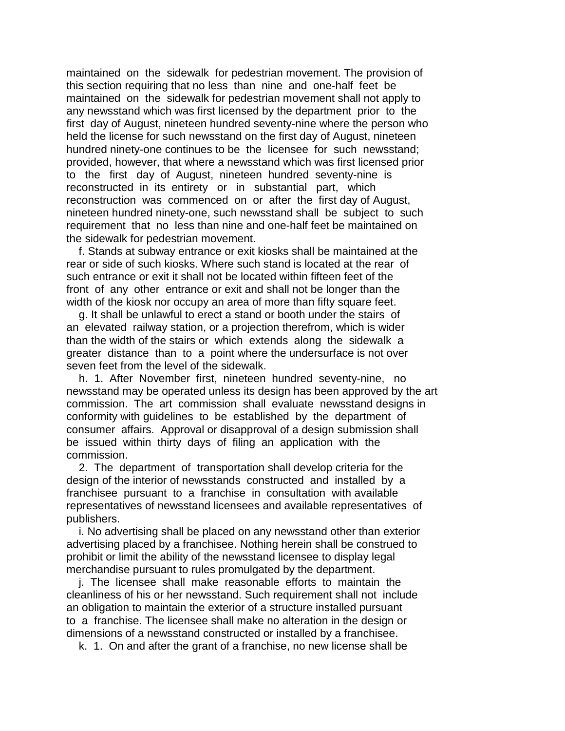maintained on the sidewalk for pedestrian movement. The provision of this section requiring that no less than nine and one-half feet be maintained on the sidewalk for pedestrian movement shall not apply to any newsstand which was first licensed by the department prior to the first day of August, nineteen hundred seventy-nine where the person who held the license for such newsstand on the first day of August, nineteen hundred ninety-one continues to be the licensee for such newsstand; provided, however, that where a newsstand which was first licensed prior to the first day of August, nineteen hundred seventy-nine is reconstructed in its entirety or in substantial part, which reconstruction was commenced on or after the first day of August, nineteen hundred ninety-one, such newsstand shall be subject to such requirement that no less than nine and one-half feet be maintained on the sidewalk for pedestrian movement.

f. Stands at subway entrance or exit kiosks shall be maintained at the rear or side of such kiosks. Where such stand is located at the rear of such entrance or exit it shall not be located within fifteen feet of the front of any other entrance or exit and shall not be longer than the width of the kiosk nor occupy an area of more than fifty square feet.

g. It shall be unlawful to erect a stand or booth under the stairs of an elevated railway station, or a projection therefrom, which is wider than the width of the stairs or which extends along the sidewalk a greater distance than to a point where the undersurface is not over seven feet from the level of the sidewalk.

h. 1. After November first, nineteen hundred seventy-nine, no newsstand may be operated unless its design has been approved by the art commission. The art commission shall evaluate newsstand designs in conformity with guidelines to be established by the department of consumer affairs. Approval or disapproval of a design submission shall be issued within thirty days of filing an application with the commission.

2. The department of transportation shall develop criteria for the design of the interior of newsstands constructed and installed by a franchisee pursuant to a franchise in consultation with available representatives of newsstand licensees and available representatives of publishers.

i. No advertising shall be placed on any newsstand other than exterior advertising placed by a franchisee. Nothing herein shall be construed to prohibit or limit the ability of the newsstand licensee to display legal merchandise pursuant to rules promulgated by the department.

j. The licensee shall make reasonable efforts to maintain the cleanliness of his or her newsstand. Such requirement shall not include an obligation to maintain the exterior of a structure installed pursuant to a franchise. The licensee shall make no alteration in the design or dimensions of a newsstand constructed or installed by a franchisee.

k. 1. On and after the grant of a franchise, no new license shall be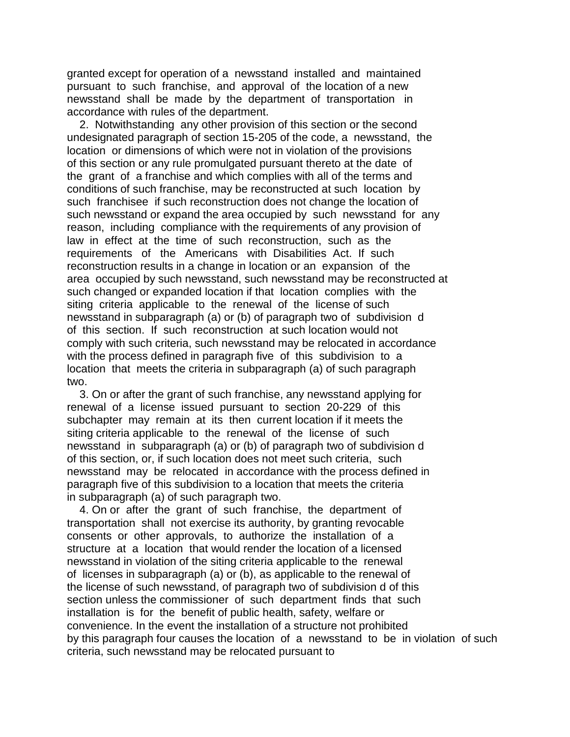granted except for operation of a newsstand installed and maintained pursuant to such franchise, and approval of the location of a new newsstand shall be made by the department of transportation in accordance with rules of the department.

2. Notwithstanding any other provision of this section or the second undesignated paragraph of section 15-205 of the code, a newsstand, the location or dimensions of which were not in violation of the provisions of this section or any rule promulgated pursuant thereto at the date of the grant of a franchise and which complies with all of the terms and conditions of such franchise, may be reconstructed at such location by such franchisee if such reconstruction does not change the location of such newsstand or expand the area occupied by such newsstand for any reason, including compliance with the requirements of any provision of law in effect at the time of such reconstruction, such as the requirements of the Americans with Disabilities Act. If such reconstruction results in a change in location or an expansion of the area occupied by such newsstand, such newsstand may be reconstructed at such changed or expanded location if that location complies with the siting criteria applicable to the renewal of the license of such newsstand in subparagraph (a) or (b) of paragraph two of subdivision d of this section. If such reconstruction at such location would not comply with such criteria, such newsstand may be relocated in accordance with the process defined in paragraph five of this subdivision to a location that meets the criteria in subparagraph (a) of such paragraph two.

3. On or after the grant of such franchise, any newsstand applying for renewal of a license issued pursuant to section 20-229 of this subchapter may remain at its then current location if it meets the siting criteria applicable to the renewal of the license of such newsstand in subparagraph (a) or (b) of paragraph two of subdivision d of this section, or, if such location does not meet such criteria, such newsstand may be relocated in accordance with the process defined in paragraph five of this subdivision to a location that meets the criteria in subparagraph (a) of such paragraph two.

4. On or after the grant of such franchise, the department of transportation shall not exercise its authority, by granting revocable consents or other approvals, to authorize the installation of a structure at a location that would render the location of a licensed newsstand in violation of the siting criteria applicable to the renewal of licenses in subparagraph (a) or (b), as applicable to the renewal of the license of such newsstand, of paragraph two of subdivision d of this section unless the commissioner of such department finds that such installation is for the benefit of public health, safety, welfare or convenience. In the event the installation of a structure not prohibited by this paragraph four causes the location of a newsstand to be in violation of such criteria, such newsstand may be relocated pursuant to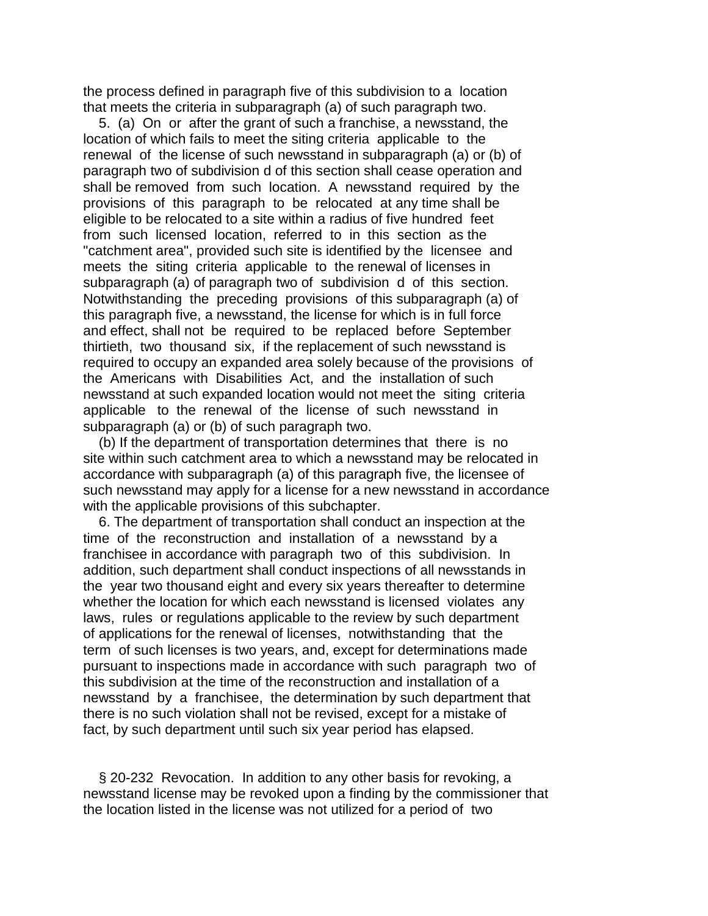the process defined in paragraph five of this subdivision to a location that meets the criteria in subparagraph (a) of such paragraph two.

5. (a) On or after the grant of such a franchise, a newsstand, the location of which fails to meet the siting criteria applicable to the renewal of the license of such newsstand in subparagraph (a) or (b) of paragraph two of subdivision d of this section shall cease operation and shall be removed from such location. A newsstand required by the provisions of this paragraph to be relocated at any time shall be eligible to be relocated to a site within a radius of five hundred feet from such licensed location, referred to in this section as the "catchment area", provided such site is identified by the licensee and meets the siting criteria applicable to the renewal of licenses in subparagraph (a) of paragraph two of subdivision d of this section. Notwithstanding the preceding provisions of this subparagraph (a) of this paragraph five, a newsstand, the license for which is in full force and effect, shall not be required to be replaced before September thirtieth, two thousand six, if the replacement of such newsstand is required to occupy an expanded area solely because of the provisions of the Americans with Disabilities Act, and the installation of such newsstand at such expanded location would not meet the siting criteria applicable to the renewal of the license of such newsstand in subparagraph (a) or (b) of such paragraph two.

(b) If the department of transportation determines that there is no site within such catchment area to which a newsstand may be relocated in accordance with subparagraph (a) of this paragraph five, the licensee of such newsstand may apply for a license for a new newsstand in accordance with the applicable provisions of this subchapter.

6. The department of transportation shall conduct an inspection at the time of the reconstruction and installation of a newsstand by a franchisee in accordance with paragraph two of this subdivision. In addition, such department shall conduct inspections of all newsstands in the year two thousand eight and every six years thereafter to determine whether the location for which each newsstand is licensed violates any laws, rules or regulations applicable to the review by such department of applications for the renewal of licenses, notwithstanding that the term of such licenses is two years, and, except for determinations made pursuant to inspections made in accordance with such paragraph two of this subdivision at the time of the reconstruction and installation of a newsstand by a franchisee, the determination by such department that there is no such violation shall not be revised, except for a mistake of fact, by such department until such six year period has elapsed.

§ 20-232 Revocation. In addition to any other basis for revoking, a newsstand license may be revoked upon a finding by the commissioner that the location listed in the license was not utilized for a period of two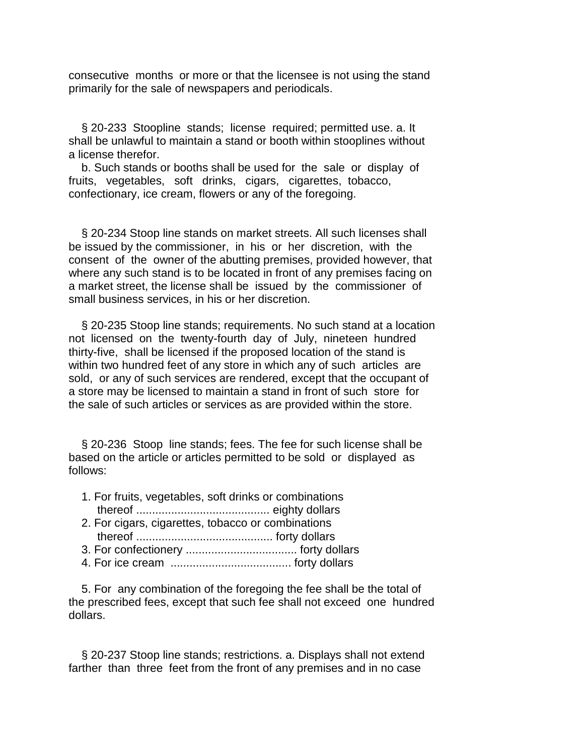consecutive months or more or that the licensee is not using the stand primarily for the sale of newspapers and periodicals.

§ 20-233 Stoopline stands; license required; permitted use. a. It shall be unlawful to maintain a stand or booth within stooplines without a license therefor.

b. Such stands or booths shall be used for the sale or display of fruits, vegetables, soft drinks, cigars, cigarettes, tobacco, confectionary, ice cream, flowers or any of the foregoing.

§ 20-234 Stoop line stands on market streets. All such licenses shall be issued by the commissioner, in his or her discretion, with the consent of the owner of the abutting premises, provided however, that where any such stand is to be located in front of any premises facing on a market street, the license shall be issued by the commissioner of small business services, in his or her discretion.

§ 20-235 Stoop line stands; requirements. No such stand at a location not licensed on the twenty-fourth day of July, nineteen hundred thirty-five, shall be licensed if the proposed location of the stand is within two hundred feet of any store in which any of such articles are sold, or any of such services are rendered, except that the occupant of a store may be licensed to maintain a stand in front of such store for the sale of such articles or services as are provided within the store.

§ 20-236 Stoop line stands; fees. The fee for such license shall be based on the article or articles permitted to be sold or displayed as follows:

1. For fruits, vegetables, soft drinks or combinations thereof .......................................... eighty dollars
2. For cigars, cigarettes, tobacco or combinations thereof ........................................... forty dollars
3. For confectionery ................................... forty dollars
4. For ice cream ...................................... forty dollars

5. For any combination of the foregoing the fee shall be the total of the prescribed fees, except that such fee shall not exceed one hundred dollars.

§ 20-237 Stoop line stands; restrictions. a. Displays shall not extend farther than three feet from the front of any premises and in no case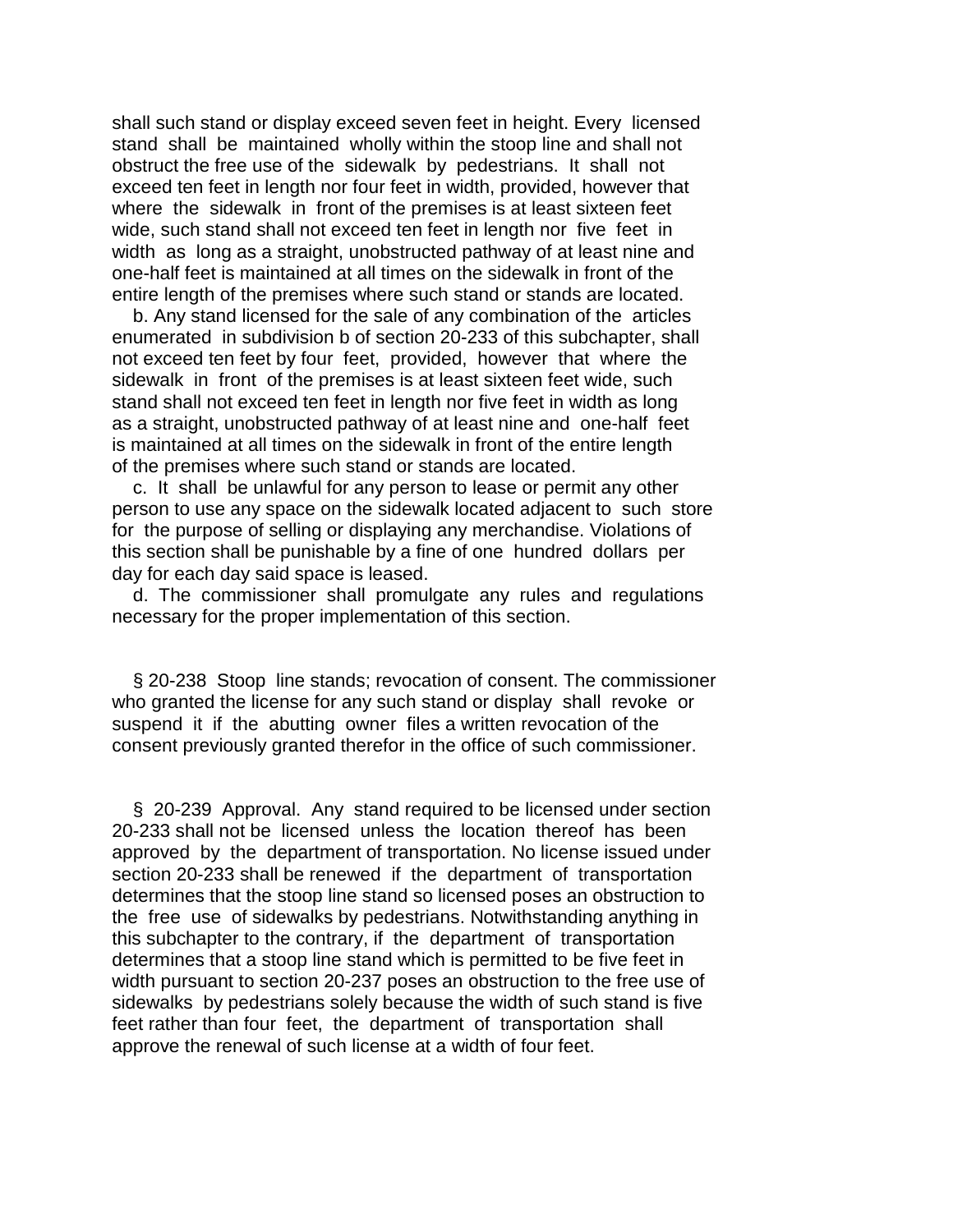shall such stand or display exceed seven feet in height. Every licensed stand shall be maintained wholly within the stoop line and shall not obstruct the free use of the sidewalk by pedestrians. It shall not exceed ten feet in length nor four feet in width, provided, however that where the sidewalk in front of the premises is at least sixteen feet wide, such stand shall not exceed ten feet in length nor five feet in width as long as a straight, unobstructed pathway of at least nine and one-half feet is maintained at all times on the sidewalk in front of the entire length of the premises where such stand or stands are located.

b. Any stand licensed for the sale of any combination of the articles enumerated in subdivision b of section 20-233 of this subchapter, shall not exceed ten feet by four feet, provided, however that where the sidewalk in front of the premises is at least sixteen feet wide, such stand shall not exceed ten feet in length nor five feet in width as long as a straight, unobstructed pathway of at least nine and one-half feet is maintained at all times on the sidewalk in front of the entire length of the premises where such stand or stands are located.

c. It shall be unlawful for any person to lease or permit any other person to use any space on the sidewalk located adjacent to such store for the purpose of selling or displaying any merchandise. Violations of this section shall be punishable by a fine of one hundred dollars per day for each day said space is leased.

d. The commissioner shall promulgate any rules and regulations necessary for the proper implementation of this section.

§ 20-238 Stoop line stands; revocation of consent. The commissioner who granted the license for any such stand or display shall revoke or suspend it if the abutting owner files a written revocation of the consent previously granted therefor in the office of such commissioner.

§ 20-239 Approval. Any stand required to be licensed under section 20-233 shall not be licensed unless the location thereof has been approved by the department of transportation. No license issued under section 20-233 shall be renewed if the department of transportation determines that the stoop line stand so licensed poses an obstruction to the free use of sidewalks by pedestrians. Notwithstanding anything in this subchapter to the contrary, if the department of transportation determines that a stoop line stand which is permitted to be five feet in width pursuant to section 20-237 poses an obstruction to the free use of sidewalks by pedestrians solely because the width of such stand is five feet rather than four feet, the department of transportation shall approve the renewal of such license at a width of four feet.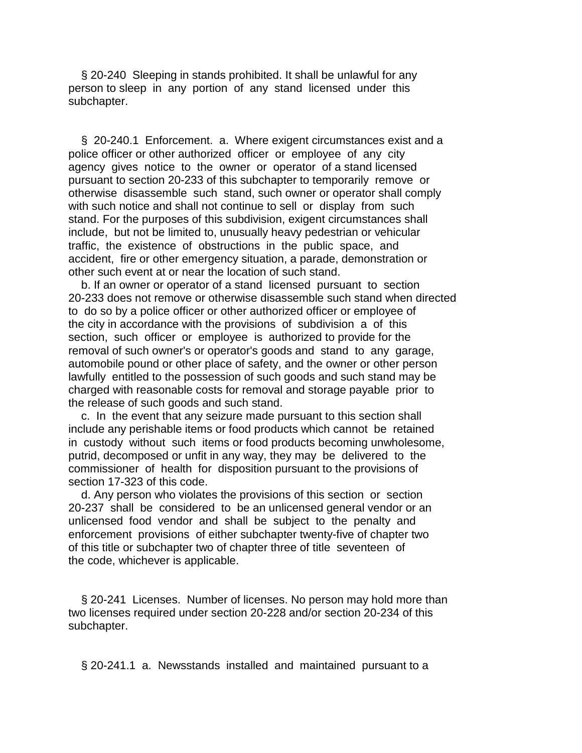§ 20-240 Sleeping in stands prohibited. It shall be unlawful for any person to sleep in any portion of any stand licensed under this subchapter.

§ 20-240.1 Enforcement. a. Where exigent circumstances exist and a police officer or other authorized officer or employee of any city agency gives notice to the owner or operator of a stand licensed pursuant to section 20-233 of this subchapter to temporarily remove or otherwise disassemble such stand, such owner or operator shall comply with such notice and shall not continue to sell or display from such stand. For the purposes of this subdivision, exigent circumstances shall include, but not be limited to, unusually heavy pedestrian or vehicular traffic, the existence of obstructions in the public space, and accident, fire or other emergency situation, a parade, demonstration or other such event at or near the location of such stand.

b. If an owner or operator of a stand licensed pursuant to section 20-233 does not remove or otherwise disassemble such stand when directed to do so by a police officer or other authorized officer or employee of the city in accordance with the provisions of subdivision a of this section, such officer or employee is authorized to provide for the removal of such owner's or operator's goods and stand to any garage, automobile pound or other place of safety, and the owner or other person lawfully entitled to the possession of such goods and such stand may be charged with reasonable costs for removal and storage payable prior to the release of such goods and such stand.

c. In the event that any seizure made pursuant to this section shall include any perishable items or food products which cannot be retained in custody without such items or food products becoming unwholesome, putrid, decomposed or unfit in any way, they may be delivered to the commissioner of health for disposition pursuant to the provisions of section 17-323 of this code.

d. Any person who violates the provisions of this section or section 20-237 shall be considered to be an unlicensed general vendor or an unlicensed food vendor and shall be subject to the penalty and enforcement provisions of either subchapter twenty-five of chapter two of this title or subchapter two of chapter three of title seventeen of the code, whichever is applicable.

§ 20-241 Licenses. Number of licenses. No person may hold more than two licenses required under section 20-228 and/or section 20-234 of this subchapter.

§ 20-241.1 a. Newsstands installed and maintained pursuant to a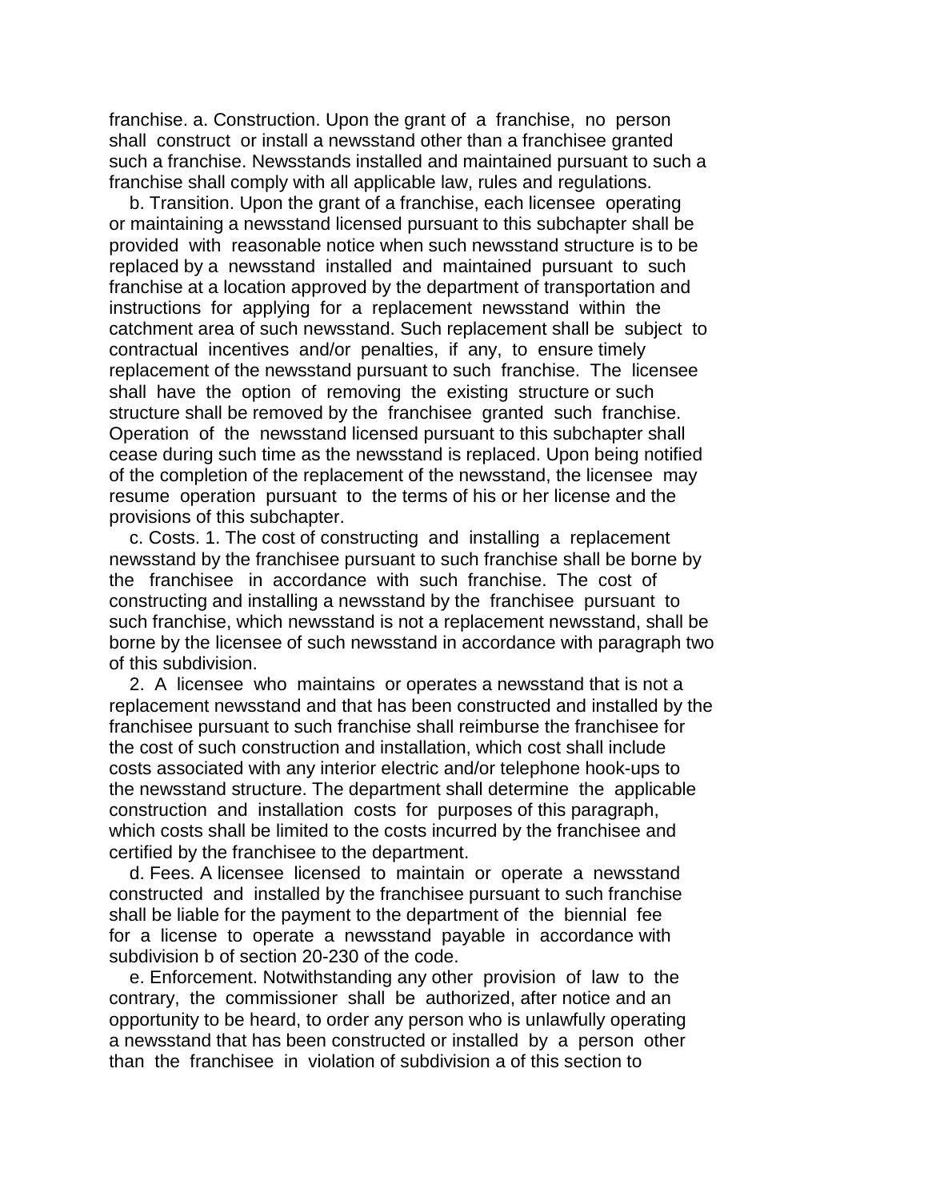franchise. a. Construction. Upon the grant of a franchise, no person shall construct or install a newsstand other than a franchisee granted such a franchise. Newsstands installed and maintained pursuant to such a franchise shall comply with all applicable law, rules and regulations.

b. Transition. Upon the grant of a franchise, each licensee operating or maintaining a newsstand licensed pursuant to this subchapter shall be provided with reasonable notice when such newsstand structure is to be replaced by a newsstand installed and maintained pursuant to such franchise at a location approved by the department of transportation and instructions for applying for a replacement newsstand within the catchment area of such newsstand. Such replacement shall be subject to contractual incentives and/or penalties, if any, to ensure timely replacement of the newsstand pursuant to such franchise. The licensee shall have the option of removing the existing structure or such structure shall be removed by the franchisee granted such franchise. Operation of the newsstand licensed pursuant to this subchapter shall cease during such time as the newsstand is replaced. Upon being notified of the completion of the replacement of the newsstand, the licensee may resume operation pursuant to the terms of his or her license and the provisions of this subchapter.

c. Costs. 1. The cost of constructing and installing a replacement newsstand by the franchisee pursuant to such franchise shall be borne by the franchisee in accordance with such franchise. The cost of constructing and installing a newsstand by the franchisee pursuant to such franchise, which newsstand is not a replacement newsstand, shall be borne by the licensee of such newsstand in accordance with paragraph two of this subdivision.

2. A licensee who maintains or operates a newsstand that is not a replacement newsstand and that has been constructed and installed by the franchisee pursuant to such franchise shall reimburse the franchisee for the cost of such construction and installation, which cost shall include costs associated with any interior electric and/or telephone hook-ups to the newsstand structure. The department shall determine the applicable construction and installation costs for purposes of this paragraph, which costs shall be limited to the costs incurred by the franchisee and certified by the franchisee to the department.

d. Fees. A licensee licensed to maintain or operate a newsstand constructed and installed by the franchisee pursuant to such franchise shall be liable for the payment to the department of the biennial fee for a license to operate a newsstand payable in accordance with subdivision b of section 20-230 of the code.

e. Enforcement. Notwithstanding any other provision of law to the contrary, the commissioner shall be authorized, after notice and an opportunity to be heard, to order any person who is unlawfully operating a newsstand that has been constructed or installed by a person other than the franchisee in violation of subdivision a of this section to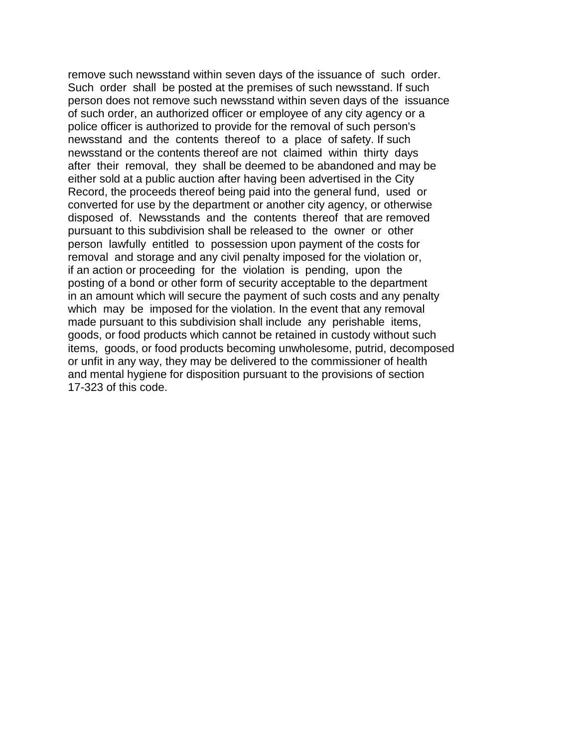remove such newsstand within seven days of the issuance of such order. Such order shall be posted at the premises of such newsstand. If such person does not remove such newsstand within seven days of the issuance of such order, an authorized officer or employee of any city agency or a police officer is authorized to provide for the removal of such person's newsstand and the contents thereof to a place of safety. If such newsstand or the contents thereof are not claimed within thirty days after their removal, they shall be deemed to be abandoned and may be either sold at a public auction after having been advertised in the City Record, the proceeds thereof being paid into the general fund, used or converted for use by the department or another city agency, or otherwise disposed of. Newsstands and the contents thereof that are removed pursuant to this subdivision shall be released to the owner or other person lawfully entitled to possession upon payment of the costs for removal and storage and any civil penalty imposed for the violation or, if an action or proceeding for the violation is pending, upon the posting of a bond or other form of security acceptable to the department in an amount which will secure the payment of such costs and any penalty which may be imposed for the violation. In the event that any removal made pursuant to this subdivision shall include any perishable items, goods, or food products which cannot be retained in custody without such items, goods, or food products becoming unwholesome, putrid, decomposed or unfit in any way, they may be delivered to the commissioner of health and mental hygiene for disposition pursuant to the provisions of section 17-323 of this code.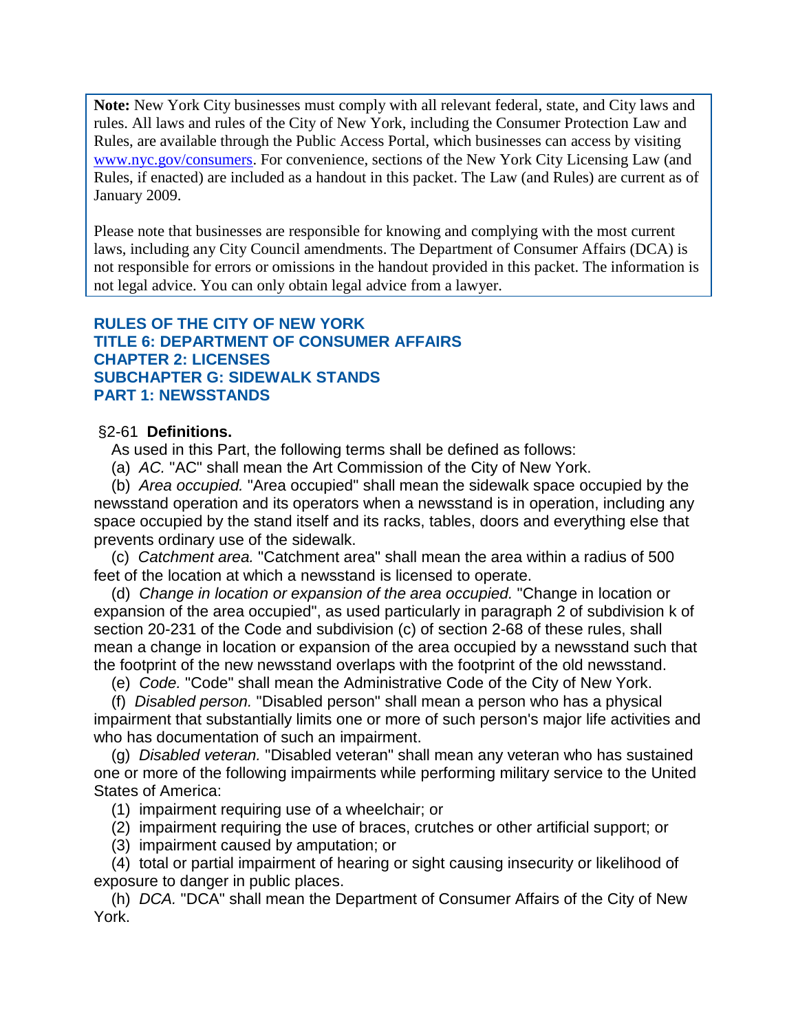**Note:** New York City businesses must comply with all relevant federal, state, and City laws and rules. All laws and rules of the City of New York, including the Consumer Protection Law and Rules, are available through the Public Access Portal, which businesses can access by visiting [www.nyc.gov/consumers](http://www.nyc.gov/consumers). For convenience, sections of the New York City Licensing Law (and Rules, if enacted) are included as a handout in this packet. The Law (and Rules) are current as of January 2009.

Please note that businesses are responsible for knowing and complying with the most current laws, including any City Council amendments. The Department of Consumer Affairs (DCA) is not responsible for errors or omissions in the handout provided in this packet. The information is not legal advice. You can only obtain legal advice from a lawyer.

## RULES OF THE CITY OF NEW YORK
## TITLE 6: DEPARTMENT OF CONSUMER AFFAIRS
## CHAPTER 2: LICENSES
## SUBCHAPTER G: SIDEWALK STANDS
## PART 1: NEWSSTANDS

### §2-61 **Definitions.**

As used in this Part, the following terms shall be defined as follows:

(a) *AC.* "AC" shall mean the Art Commission of the City of New York.

(b) *Area occupied.* "Area occupied" shall mean the sidewalk space occupied by the newsstand operation and its operators when a newsstand is in operation, including any space occupied by the stand itself and its racks, tables, doors and everything else that prevents ordinary use of the sidewalk.

(c) *Catchment area.* "Catchment area" shall mean the area within a radius of 500 feet of the location at which a newsstand is licensed to operate.

(d) *Change in location or expansion of the area occupied.* "Change in location or expansion of the area occupied", as used particularly in paragraph 2 of subdivision k of section 20-231 of the Code and subdivision (c) of section 2-68 of these rules, shall mean a change in location or expansion of the area occupied by a newsstand such that the footprint of the new newsstand overlaps with the footprint of the old newsstand.

(e) *Code.* "Code" shall mean the Administrative Code of the City of New York.

(f) *Disabled person.* "Disabled person" shall mean a person who has a physical impairment that substantially limits one or more of such person's major life activities and who has documentation of such an impairment.

(g) *Disabled veteran.* "Disabled veteran" shall mean any veteran who has sustained one or more of the following impairments while performing military service to the United States of America:

(1) impairment requiring use of a wheelchair; or

(2) impairment requiring the use of braces, crutches or other artificial support; or

(3) impairment caused by amputation; or

(4) total or partial impairment of hearing or sight causing insecurity or likelihood of exposure to danger in public places.

(h) *DCA.* "DCA" shall mean the Department of Consumer Affairs of the City of New York.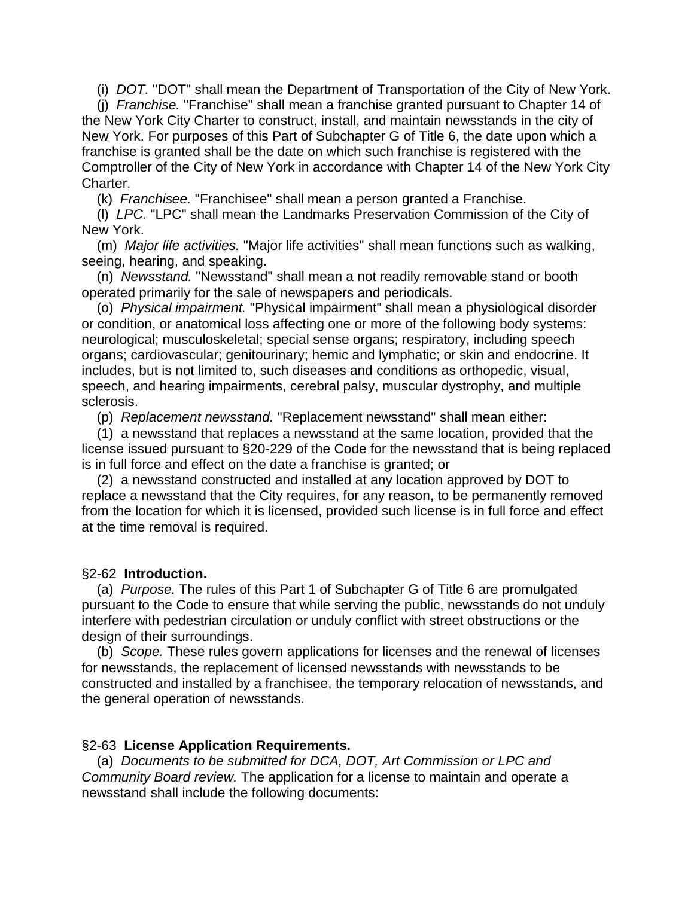(i) *DOT.* "DOT" shall mean the Department of Transportation of the City of New York.

(j) *Franchise.* "Franchise" shall mean a franchise granted pursuant to Chapter 14 of the New York City Charter to construct, install, and maintain newsstands in the city of New York. For purposes of this Part of Subchapter G of Title 6, the date upon which a franchise is granted shall be the date on which such franchise is registered with the Comptroller of the City of New York in accordance with Chapter 14 of the New York City Charter.

(k) *Franchisee.* "Franchisee" shall mean a person granted a Franchise.

(l) *LPC.* "LPC" shall mean the Landmarks Preservation Commission of the City of New York.

(m) *Major life activities.* "Major life activities" shall mean functions such as walking, seeing, hearing, and speaking.

(n) *Newsstand.* "Newsstand" shall mean a not readily removable stand or booth operated primarily for the sale of newspapers and periodicals.

(o) *Physical impairment.* "Physical impairment" shall mean a physiological disorder or condition, or anatomical loss affecting one or more of the following body systems: neurological; musculoskeletal; special sense organs; respiratory, including speech organs; cardiovascular; genitourinary; hemic and lymphatic; or skin and endocrine. It includes, but is not limited to, such diseases and conditions as orthopedic, visual, speech, and hearing impairments, cerebral palsy, muscular dystrophy, and multiple sclerosis.

(p) *Replacement newsstand.* "Replacement newsstand" shall mean either:

(1) a newsstand that replaces a newsstand at the same location, provided that the license issued pursuant to §20-229 of the Code for the newsstand that is being replaced is in full force and effect on the date a franchise is granted; or

(2) a newsstand constructed and installed at any location approved by DOT to replace a newsstand that the City requires, for any reason, to be permanently removed from the location for which it is licensed, provided such license is in full force and effect at the time removal is required.

§2-62 **Introduction.**

(a) *Purpose.* The rules of this Part 1 of Subchapter G of Title 6 are promulgated pursuant to the Code to ensure that while serving the public, newsstands do not unduly interfere with pedestrian circulation or unduly conflict with street obstructions or the design of their surroundings.

(b) *Scope.* These rules govern applications for licenses and the renewal of licenses for newsstands, the replacement of licensed newsstands with newsstands to be constructed and installed by a franchisee, the temporary relocation of newsstands, and the general operation of newsstands.

§2-63 **License Application Requirements.**

(a) *Documents to be submitted for DCA, DOT, Art Commission or LPC and Community Board review.* The application for a license to maintain and operate a newsstand shall include the following documents: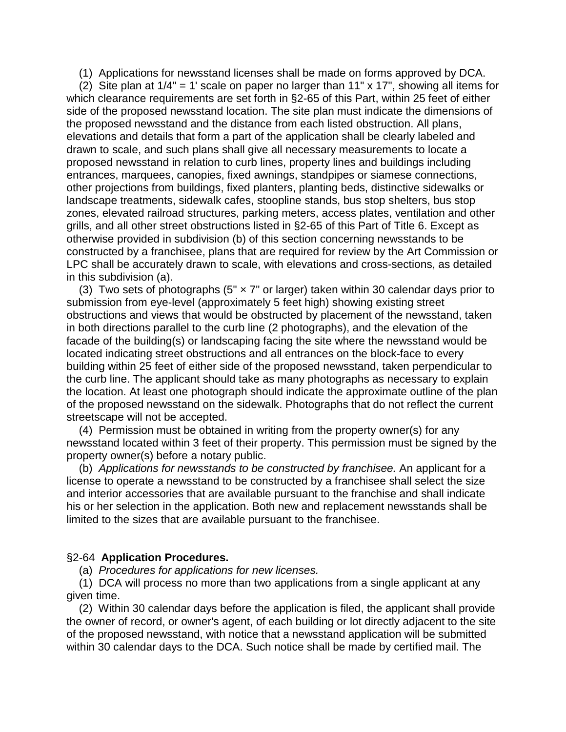(1) Applications for newsstand licenses shall be made on forms approved by DCA.

(2) Site plan at 1/4" = 1' scale on paper no larger than 11" x 17", showing all items for which clearance requirements are set forth in §2-65 of this Part, within 25 feet of either side of the proposed newsstand location. The site plan must indicate the dimensions of the proposed newsstand and the distance from each listed obstruction. All plans, elevations and details that form a part of the application shall be clearly labeled and drawn to scale, and such plans shall give all necessary measurements to locate a proposed newsstand in relation to curb lines, property lines and buildings including entrances, marquees, canopies, fixed awnings, standpipes or siamese connections, other projections from buildings, fixed planters, planting beds, distinctive sidewalks or landscape treatments, sidewalk cafes, stoopline stands, bus stop shelters, bus stop zones, elevated railroad structures, parking meters, access plates, ventilation and other grills, and all other street obstructions listed in §2-65 of this Part of Title 6. Except as otherwise provided in subdivision (b) of this section concerning newsstands to be constructed by a franchisee, plans that are required for review by the Art Commission or LPC shall be accurately drawn to scale, with elevations and cross-sections, as detailed in this subdivision (a).

(3) Two sets of photographs (5" × 7" or larger) taken within 30 calendar days prior to submission from eye-level (approximately 5 feet high) showing existing street obstructions and views that would be obstructed by placement of the newsstand, taken in both directions parallel to the curb line (2 photographs), and the elevation of the facade of the building(s) or landscaping facing the site where the newsstand would be located indicating street obstructions and all entrances on the block-face to every building within 25 feet of either side of the proposed newsstand, taken perpendicular to the curb line. The applicant should take as many photographs as necessary to explain the location. At least one photograph should indicate the approximate outline of the plan of the proposed newsstand on the sidewalk. Photographs that do not reflect the current streetscape will not be accepted.

(4) Permission must be obtained in writing from the property owner(s) for any newsstand located within 3 feet of their property. This permission must be signed by the property owner(s) before a notary public.

(b) *Applications for newsstands to be constructed by franchisee.* An applicant for a license to operate a newsstand to be constructed by a franchisee shall select the size and interior accessories that are available pursuant to the franchise and shall indicate his or her selection in the application. Both new and replacement newsstands shall be limited to the sizes that are available pursuant to the franchisee.

§2-64 **Application Procedures.**

(a) *Procedures for applications for new licenses.*

(1) DCA will process no more than two applications from a single applicant at any given time.

(2) Within 30 calendar days before the application is filed, the applicant shall provide the owner of record, or owner's agent, of each building or lot directly adjacent to the site of the proposed newsstand, with notice that a newsstand application will be submitted within 30 calendar days to the DCA. Such notice shall be made by certified mail. The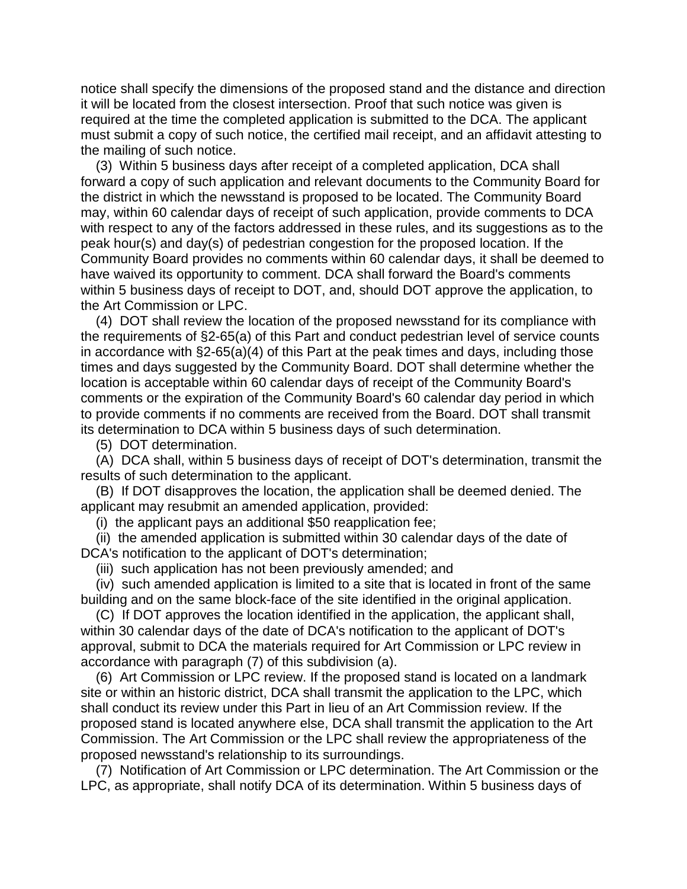notice shall specify the dimensions of the proposed stand and the distance and direction it will be located from the closest intersection. Proof that such notice was given is required at the time the completed application is submitted to the DCA. The applicant must submit a copy of such notice, the certified mail receipt, and an affidavit attesting to the mailing of such notice.

(3) Within 5 business days after receipt of a completed application, DCA shall forward a copy of such application and relevant documents to the Community Board for the district in which the newsstand is proposed to be located. The Community Board may, within 60 calendar days of receipt of such application, provide comments to DCA with respect to any of the factors addressed in these rules, and its suggestions as to the peak hour(s) and day(s) of pedestrian congestion for the proposed location. If the Community Board provides no comments within 60 calendar days, it shall be deemed to have waived its opportunity to comment. DCA shall forward the Board's comments within 5 business days of receipt to DOT, and, should DOT approve the application, to the Art Commission or LPC.

(4) DOT shall review the location of the proposed newsstand for its compliance with the requirements of §2-65(a) of this Part and conduct pedestrian level of service counts in accordance with §2-65(a)(4) of this Part at the peak times and days, including those times and days suggested by the Community Board. DOT shall determine whether the location is acceptable within 60 calendar days of receipt of the Community Board's comments or the expiration of the Community Board's 60 calendar day period in which to provide comments if no comments are received from the Board. DOT shall transmit its determination to DCA within 5 business days of such determination.

(5) DOT determination.

(A) DCA shall, within 5 business days of receipt of DOT's determination, transmit the results of such determination to the applicant.

(B) If DOT disapproves the location, the application shall be deemed denied. The applicant may resubmit an amended application, provided:

(i) the applicant pays an additional $50 reapplication fee;

(ii) the amended application is submitted within 30 calendar days of the date of DCA's notification to the applicant of DOT's determination;

(iii) such application has not been previously amended; and

(iv) such amended application is limited to a site that is located in front of the same building and on the same block-face of the site identified in the original application.

(C) If DOT approves the location identified in the application, the applicant shall, within 30 calendar days of the date of DCA's notification to the applicant of DOT's approval, submit to DCA the materials required for Art Commission or LPC review in accordance with paragraph (7) of this subdivision (a).

(6) Art Commission or LPC review. If the proposed stand is located on a landmark site or within an historic district, DCA shall transmit the application to the LPC, which shall conduct its review under this Part in lieu of an Art Commission review. If the proposed stand is located anywhere else, DCA shall transmit the application to the Art Commission. The Art Commission or the LPC shall review the appropriateness of the proposed newsstand's relationship to its surroundings.

(7) Notification of Art Commission or LPC determination. The Art Commission or the LPC, as appropriate, shall notify DCA of its determination. Within 5 business days of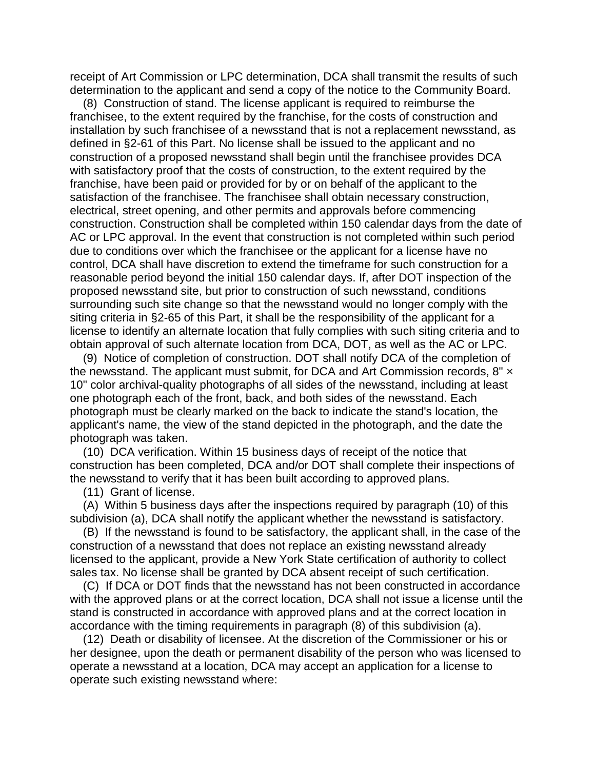receipt of Art Commission or LPC determination, DCA shall transmit the results of such determination to the applicant and send a copy of the notice to the Community Board.

(8) Construction of stand. The license applicant is required to reimburse the franchisee, to the extent required by the franchise, for the costs of construction and installation by such franchisee of a newsstand that is not a replacement newsstand, as defined in §2-61 of this Part. No license shall be issued to the applicant and no construction of a proposed newsstand shall begin until the franchisee provides DCA with satisfactory proof that the costs of construction, to the extent required by the franchise, have been paid or provided for by or on behalf of the applicant to the satisfaction of the franchisee. The franchisee shall obtain necessary construction, electrical, street opening, and other permits and approvals before commencing construction. Construction shall be completed within 150 calendar days from the date of AC or LPC approval. In the event that construction is not completed within such period due to conditions over which the franchisee or the applicant for a license have no control, DCA shall have discretion to extend the timeframe for such construction for a reasonable period beyond the initial 150 calendar days. If, after DOT inspection of the proposed newsstand site, but prior to construction of such newsstand, conditions surrounding such site change so that the newsstand would no longer comply with the siting criteria in §2-65 of this Part, it shall be the responsibility of the applicant for a license to identify an alternate location that fully complies with such siting criteria and to obtain approval of such alternate location from DCA, DOT, as well as the AC or LPC.

(9) Notice of completion of construction. DOT shall notify DCA of the completion of the newsstand. The applicant must submit, for DCA and Art Commission records, 8" × 10" color archival-quality photographs of all sides of the newsstand, including at least one photograph each of the front, back, and both sides of the newsstand. Each photograph must be clearly marked on the back to indicate the stand's location, the applicant's name, the view of the stand depicted in the photograph, and the date the photograph was taken.

(10) DCA verification. Within 15 business days of receipt of the notice that construction has been completed, DCA and/or DOT shall complete their inspections of the newsstand to verify that it has been built according to approved plans.

(11) Grant of license.

(A) Within 5 business days after the inspections required by paragraph (10) of this subdivision (a), DCA shall notify the applicant whether the newsstand is satisfactory.

(B) If the newsstand is found to be satisfactory, the applicant shall, in the case of the construction of a newsstand that does not replace an existing newsstand already licensed to the applicant, provide a New York State certification of authority to collect sales tax. No license shall be granted by DCA absent receipt of such certification.

(C) If DCA or DOT finds that the newsstand has not been constructed in accordance with the approved plans or at the correct location, DCA shall not issue a license until the stand is constructed in accordance with approved plans and at the correct location in accordance with the timing requirements in paragraph (8) of this subdivision (a).

(12) Death or disability of licensee. At the discretion of the Commissioner or his or her designee, upon the death or permanent disability of the person who was licensed to operate a newsstand at a location, DCA may accept an application for a license to operate such existing newsstand where: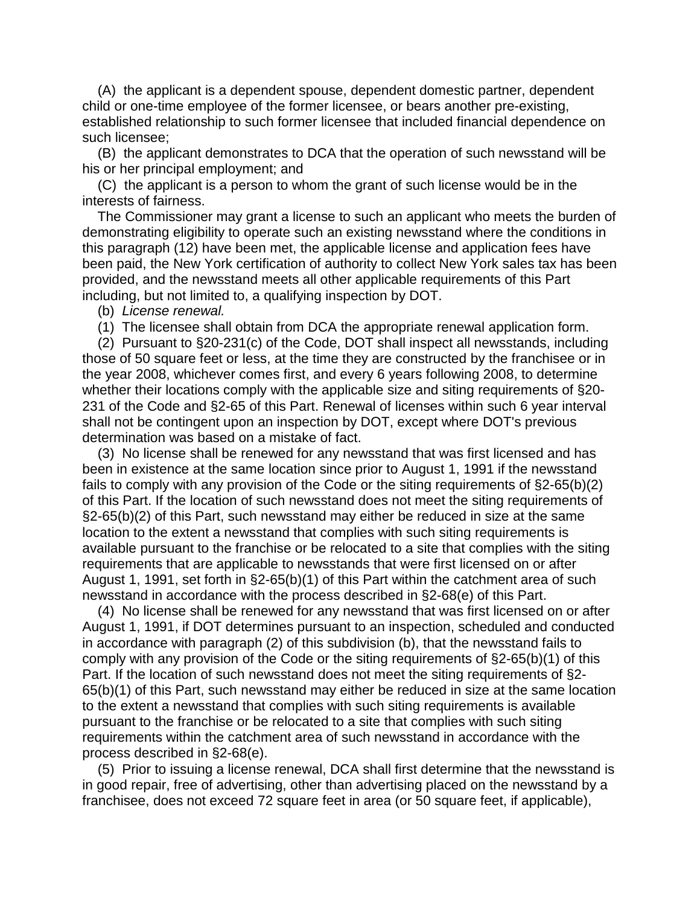(A) the applicant is a dependent spouse, dependent domestic partner, dependent child or one-time employee of the former licensee, or bears another pre-existing, established relationship to such former licensee that included financial dependence on such licensee;

(B) the applicant demonstrates to DCA that the operation of such newsstand will be his or her principal employment; and

(C) the applicant is a person to whom the grant of such license would be in the interests of fairness.

The Commissioner may grant a license to such an applicant who meets the burden of demonstrating eligibility to operate such an existing newsstand where the conditions in this paragraph (12) have been met, the applicable license and application fees have been paid, the New York certification of authority to collect New York sales tax has been provided, and the newsstand meets all other applicable requirements of this Part including, but not limited to, a qualifying inspection by DOT.

(b) *License renewal.*

(1) The licensee shall obtain from DCA the appropriate renewal application form.

(2) Pursuant to §20-231(c) of the Code, DOT shall inspect all newsstands, including those of 50 square feet or less, at the time they are constructed by the franchisee or in the year 2008, whichever comes first, and every 6 years following 2008, to determine whether their locations comply with the applicable size and siting requirements of §20-231 of the Code and §2-65 of this Part. Renewal of licenses within such 6 year interval shall not be contingent upon an inspection by DOT, except where DOT's previous determination was based on a mistake of fact.

(3) No license shall be renewed for any newsstand that was first licensed and has been in existence at the same location since prior to August 1, 1991 if the newsstand fails to comply with any provision of the Code or the siting requirements of §2-65(b)(2) of this Part. If the location of such newsstand does not meet the siting requirements of §2-65(b)(2) of this Part, such newsstand may either be reduced in size at the same location to the extent a newsstand that complies with such siting requirements is available pursuant to the franchise or be relocated to a site that complies with the siting requirements that are applicable to newsstands that were first licensed on or after August 1, 1991, set forth in §2-65(b)(1) of this Part within the catchment area of such newsstand in accordance with the process described in §2-68(e) of this Part.

(4) No license shall be renewed for any newsstand that was first licensed on or after August 1, 1991, if DOT determines pursuant to an inspection, scheduled and conducted in accordance with paragraph (2) of this subdivision (b), that the newsstand fails to comply with any provision of the Code or the siting requirements of §2-65(b)(1) of this Part. If the location of such newsstand does not meet the siting requirements of §2-65(b)(1) of this Part, such newsstand may either be reduced in size at the same location to the extent a newsstand that complies with such siting requirements is available pursuant to the franchise or be relocated to a site that complies with such siting requirements within the catchment area of such newsstand in accordance with the process described in §2-68(e).

(5) Prior to issuing a license renewal, DCA shall first determine that the newsstand is in good repair, free of advertising, other than advertising placed on the newsstand by a franchisee, does not exceed 72 square feet in area (or 50 square feet, if applicable),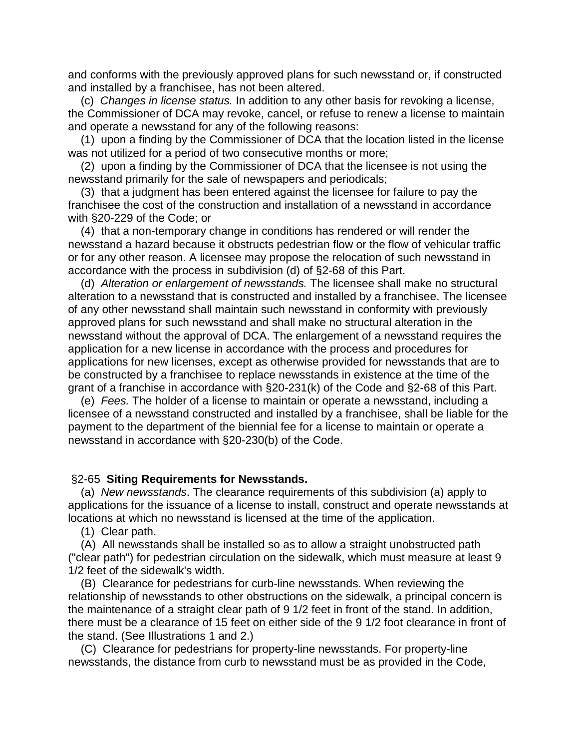and conforms with the previously approved plans for such newsstand or, if constructed and installed by a franchisee, has not been altered.

(c) *Changes in license status.* In addition to any other basis for revoking a license, the Commissioner of DCA may revoke, cancel, or refuse to renew a license to maintain and operate a newsstand for any of the following reasons:

(1) upon a finding by the Commissioner of DCA that the location listed in the license was not utilized for a period of two consecutive months or more;

(2) upon a finding by the Commissioner of DCA that the licensee is not using the newsstand primarily for the sale of newspapers and periodicals;

(3) that a judgment has been entered against the licensee for failure to pay the franchisee the cost of the construction and installation of a newsstand in accordance with §20-229 of the Code; or

(4) that a non-temporary change in conditions has rendered or will render the newsstand a hazard because it obstructs pedestrian flow or the flow of vehicular traffic or for any other reason. A licensee may propose the relocation of such newsstand in accordance with the process in subdivision (d) of §2-68 of this Part.

(d) *Alteration or enlargement of newsstands.* The licensee shall make no structural alteration to a newsstand that is constructed and installed by a franchisee. The licensee of any other newsstand shall maintain such newsstand in conformity with previously approved plans for such newsstand and shall make no structural alteration in the newsstand without the approval of DCA. The enlargement of a newsstand requires the application for a new license in accordance with the process and procedures for applications for new licenses, except as otherwise provided for newsstands that are to be constructed by a franchisee to replace newsstands in existence at the time of the grant of a franchise in accordance with §20-231(k) of the Code and §2-68 of this Part.

(e) *Fees.* The holder of a license to maintain or operate a newsstand, including a licensee of a newsstand constructed and installed by a franchisee, shall be liable for the payment to the department of the biennial fee for a license to maintain or operate a newsstand in accordance with §20-230(b) of the Code.

§2-65 **Siting Requirements for Newsstands.**

(a) *New newsstands*. The clearance requirements of this subdivision (a) apply to applications for the issuance of a license to install, construct and operate newsstands at locations at which no newsstand is licensed at the time of the application.

(1) Clear path.

(A) All newsstands shall be installed so as to allow a straight unobstructed path ("clear path") for pedestrian circulation on the sidewalk, which must measure at least 9 1/2 feet of the sidewalk's width.

(B) Clearance for pedestrians for curb-line newsstands. When reviewing the relationship of newsstands to other obstructions on the sidewalk, a principal concern is the maintenance of a straight clear path of 9 1/2 feet in front of the stand. In addition, there must be a clearance of 15 feet on either side of the 9 1/2 foot clearance in front of the stand. (See Illustrations 1 and 2.)

(C) Clearance for pedestrians for property-line newsstands. For property-line newsstands, the distance from curb to newsstand must be as provided in the Code,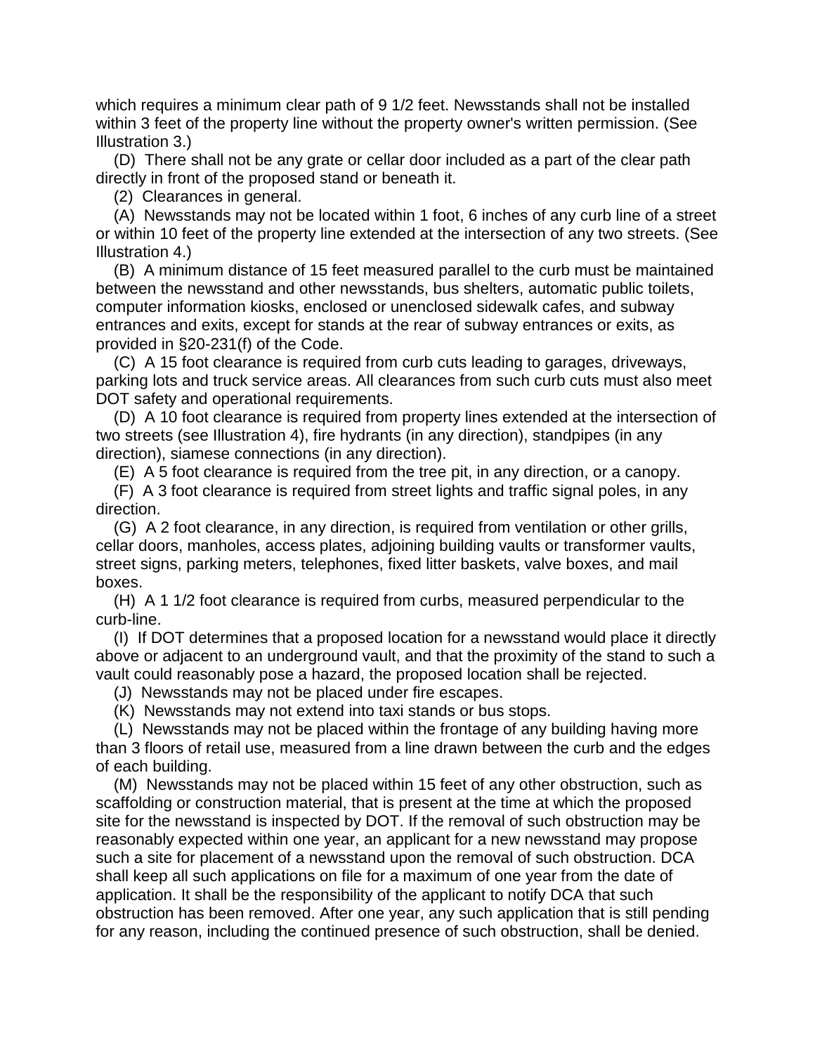which requires a minimum clear path of 9 1/2 feet. Newsstands shall not be installed within 3 feet of the property line without the property owner's written permission. (See Illustration 3.)

(D) There shall not be any grate or cellar door included as a part of the clear path directly in front of the proposed stand or beneath it.

(2) Clearances in general.

(A) Newsstands may not be located within 1 foot, 6 inches of any curb line of a street or within 10 feet of the property line extended at the intersection of any two streets. (See Illustration 4.)

(B) A minimum distance of 15 feet measured parallel to the curb must be maintained between the newsstand and other newsstands, bus shelters, automatic public toilets, computer information kiosks, enclosed or unenclosed sidewalk cafes, and subway entrances and exits, except for stands at the rear of subway entrances or exits, as provided in §20-231(f) of the Code.

(C) A 15 foot clearance is required from curb cuts leading to garages, driveways, parking lots and truck service areas. All clearances from such curb cuts must also meet DOT safety and operational requirements.

(D) A 10 foot clearance is required from property lines extended at the intersection of two streets (see Illustration 4), fire hydrants (in any direction), standpipes (in any direction), siamese connections (in any direction).

(E) A 5 foot clearance is required from the tree pit, in any direction, or a canopy.

(F) A 3 foot clearance is required from street lights and traffic signal poles, in any direction.

(G) A 2 foot clearance, in any direction, is required from ventilation or other grills, cellar doors, manholes, access plates, adjoining building vaults or transformer vaults, street signs, parking meters, telephones, fixed litter baskets, valve boxes, and mail boxes.

(H) A 1 1/2 foot clearance is required from curbs, measured perpendicular to the curb-line.

(I) If DOT determines that a proposed location for a newsstand would place it directly above or adjacent to an underground vault, and that the proximity of the stand to such a vault could reasonably pose a hazard, the proposed location shall be rejected.

(J) Newsstands may not be placed under fire escapes.

(K) Newsstands may not extend into taxi stands or bus stops.

(L) Newsstands may not be placed within the frontage of any building having more than 3 floors of retail use, measured from a line drawn between the curb and the edges of each building.

(M) Newsstands may not be placed within 15 feet of any other obstruction, such as scaffolding or construction material, that is present at the time at which the proposed site for the newsstand is inspected by DOT. If the removal of such obstruction may be reasonably expected within one year, an applicant for a new newsstand may propose such a site for placement of a newsstand upon the removal of such obstruction. DCA shall keep all such applications on file for a maximum of one year from the date of application. It shall be the responsibility of the applicant to notify DCA that such obstruction has been removed. After one year, any such application that is still pending for any reason, including the continued presence of such obstruction, shall be denied.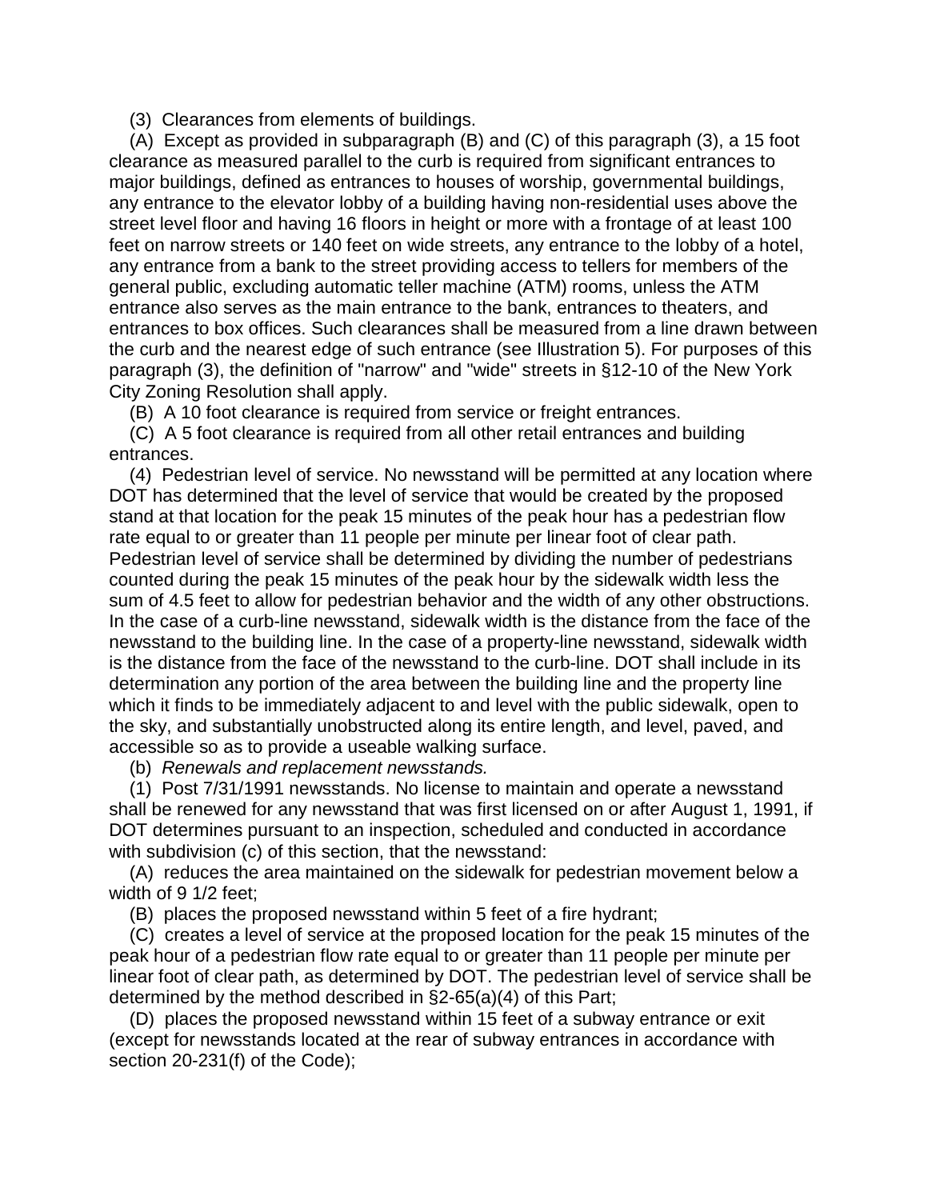(3) Clearances from elements of buildings.

(A) Except as provided in subparagraph (B) and (C) of this paragraph (3), a 15 foot clearance as measured parallel to the curb is required from significant entrances to major buildings, defined as entrances to houses of worship, governmental buildings, any entrance to the elevator lobby of a building having non-residential uses above the street level floor and having 16 floors in height or more with a frontage of at least 100 feet on narrow streets or 140 feet on wide streets, any entrance to the lobby of a hotel, any entrance from a bank to the street providing access to tellers for members of the general public, excluding automatic teller machine (ATM) rooms, unless the ATM entrance also serves as the main entrance to the bank, entrances to theaters, and entrances to box offices. Such clearances shall be measured from a line drawn between the curb and the nearest edge of such entrance (see Illustration 5). For purposes of this paragraph (3), the definition of "narrow" and "wide" streets in §12-10 of the New York City Zoning Resolution shall apply.

(B) A 10 foot clearance is required from service or freight entrances.

(C) A 5 foot clearance is required from all other retail entrances and building entrances.

(4) Pedestrian level of service. No newsstand will be permitted at any location where DOT has determined that the level of service that would be created by the proposed stand at that location for the peak 15 minutes of the peak hour has a pedestrian flow rate equal to or greater than 11 people per minute per linear foot of clear path. Pedestrian level of service shall be determined by dividing the number of pedestrians counted during the peak 15 minutes of the peak hour by the sidewalk width less the sum of 4.5 feet to allow for pedestrian behavior and the width of any other obstructions. In the case of a curb-line newsstand, sidewalk width is the distance from the face of the newsstand to the building line. In the case of a property-line newsstand, sidewalk width is the distance from the face of the newsstand to the curb-line. DOT shall include in its determination any portion of the area between the building line and the property line which it finds to be immediately adjacent to and level with the public sidewalk, open to the sky, and substantially unobstructed along its entire length, and level, paved, and accessible so as to provide a useable walking surface.

(b) *Renewals and replacement newsstands.*

(1) Post 7/31/1991 newsstands. No license to maintain and operate a newsstand shall be renewed for any newsstand that was first licensed on or after August 1, 1991, if DOT determines pursuant to an inspection, scheduled and conducted in accordance with subdivision (c) of this section, that the newsstand:

(A) reduces the area maintained on the sidewalk for pedestrian movement below a width of 9 1/2 feet;

(B) places the proposed newsstand within 5 feet of a fire hydrant;

(C) creates a level of service at the proposed location for the peak 15 minutes of the peak hour of a pedestrian flow rate equal to or greater than 11 people per minute per linear foot of clear path, as determined by DOT. The pedestrian level of service shall be determined by the method described in §2-65(a)(4) of this Part;

(D) places the proposed newsstand within 15 feet of a subway entrance or exit (except for newsstands located at the rear of subway entrances in accordance with section 20-231(f) of the Code);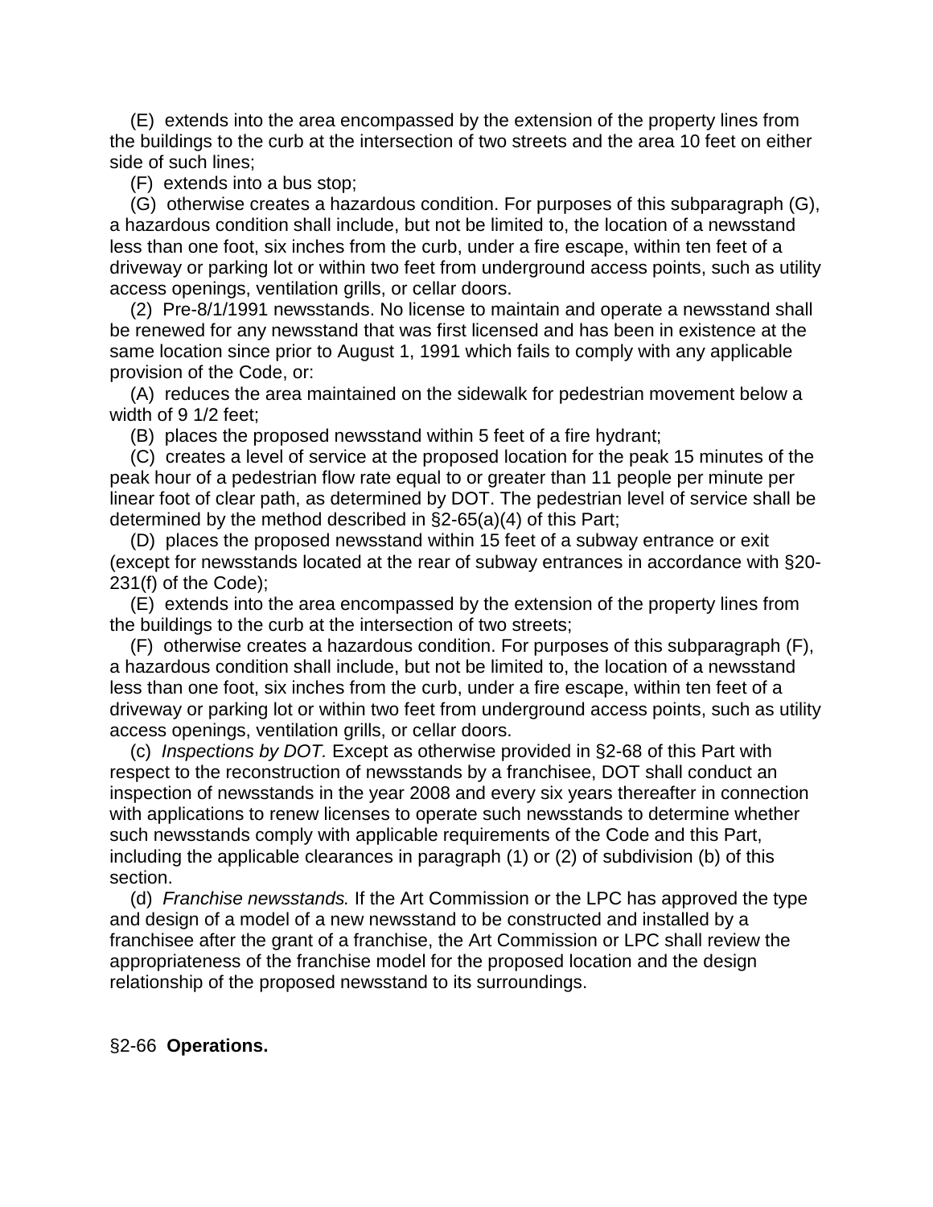(E) extends into the area encompassed by the extension of the property lines from the buildings to the curb at the intersection of two streets and the area 10 feet on either side of such lines;

(F) extends into a bus stop;

(G) otherwise creates a hazardous condition. For purposes of this subparagraph (G), a hazardous condition shall include, but not be limited to, the location of a newsstand less than one foot, six inches from the curb, under a fire escape, within ten feet of a driveway or parking lot or within two feet from underground access points, such as utility access openings, ventilation grills, or cellar doors.

(2) Pre-8/1/1991 newsstands. No license to maintain and operate a newsstand shall be renewed for any newsstand that was first licensed and has been in existence at the same location since prior to August 1, 1991 which fails to comply with any applicable provision of the Code, or:

(A) reduces the area maintained on the sidewalk for pedestrian movement below a width of 9 1/2 feet;

(B) places the proposed newsstand within 5 feet of a fire hydrant;

(C) creates a level of service at the proposed location for the peak 15 minutes of the peak hour of a pedestrian flow rate equal to or greater than 11 people per minute per linear foot of clear path, as determined by DOT. The pedestrian level of service shall be determined by the method described in §2-65(a)(4) of this Part;

(D) places the proposed newsstand within 15 feet of a subway entrance or exit (except for newsstands located at the rear of subway entrances in accordance with §20-231(f) of the Code);

(E) extends into the area encompassed by the extension of the property lines from the buildings to the curb at the intersection of two streets;

(F) otherwise creates a hazardous condition. For purposes of this subparagraph (F), a hazardous condition shall include, but not be limited to, the location of a newsstand less than one foot, six inches from the curb, under a fire escape, within ten feet of a driveway or parking lot or within two feet from underground access points, such as utility access openings, ventilation grills, or cellar doors.

(c) *Inspections by DOT.* Except as otherwise provided in §2-68 of this Part with respect to the reconstruction of newsstands by a franchisee, DOT shall conduct an inspection of newsstands in the year 2008 and every six years thereafter in connection with applications to renew licenses to operate such newsstands to determine whether such newsstands comply with applicable requirements of the Code and this Part, including the applicable clearances in paragraph (1) or (2) of subdivision (b) of this section.

(d) *Franchise newsstands.* If the Art Commission or the LPC has approved the type and design of a model of a new newsstand to be constructed and installed by a franchisee after the grant of a franchise, the Art Commission or LPC shall review the appropriateness of the franchise model for the proposed location and the design relationship of the proposed newsstand to its surroundings.

§2-66 **Operations.**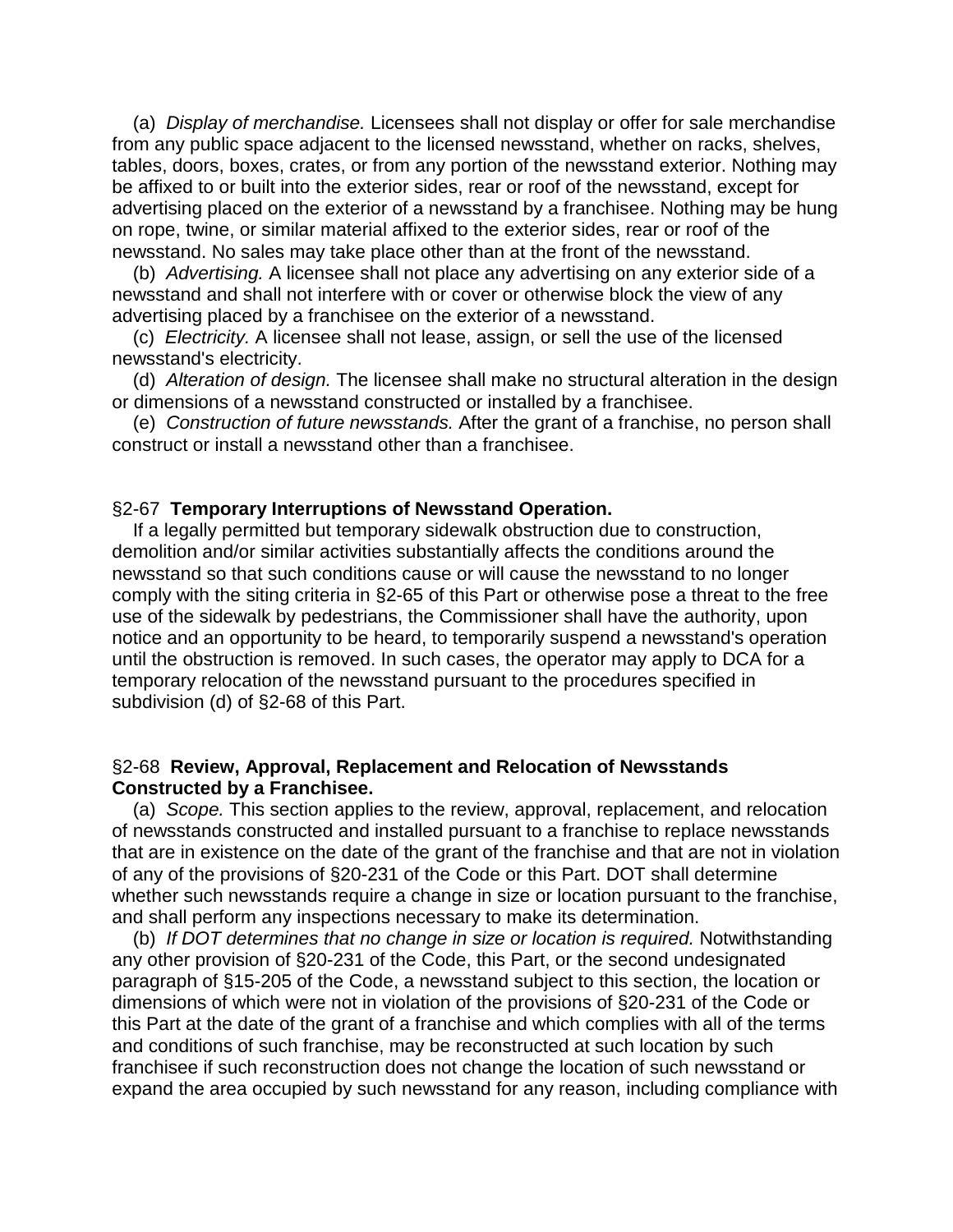(a) *Display of merchandise.* Licensees shall not display or offer for sale merchandise from any public space adjacent to the licensed newsstand, whether on racks, shelves, tables, doors, boxes, crates, or from any portion of the newsstand exterior. Nothing may be affixed to or built into the exterior sides, rear or roof of the newsstand, except for advertising placed on the exterior of a newsstand by a franchisee. Nothing may be hung on rope, twine, or similar material affixed to the exterior sides, rear or roof of the newsstand. No sales may take place other than at the front of the newsstand.

(b) *Advertising.* A licensee shall not place any advertising on any exterior side of a newsstand and shall not interfere with or cover or otherwise block the view of any advertising placed by a franchisee on the exterior of a newsstand.

(c) *Electricity.* A licensee shall not lease, assign, or sell the use of the licensed newsstand's electricity.

(d) *Alteration of design.* The licensee shall make no structural alteration in the design or dimensions of a newsstand constructed or installed by a franchisee.

(e) *Construction of future newsstands.* After the grant of a franchise, no person shall construct or install a newsstand other than a franchisee.

### §2-67 **Temporary Interruptions of Newsstand Operation.**

If a legally permitted but temporary sidewalk obstruction due to construction, demolition and/or similar activities substantially affects the conditions around the newsstand so that such conditions cause or will cause the newsstand to no longer comply with the siting criteria in §2-65 of this Part or otherwise pose a threat to the free use of the sidewalk by pedestrians, the Commissioner shall have the authority, upon notice and an opportunity to be heard, to temporarily suspend a newsstand's operation until the obstruction is removed. In such cases, the operator may apply to DCA for a temporary relocation of the newsstand pursuant to the procedures specified in subdivision (d) of §2-68 of this Part.

### §2-68 **Review, Approval, Replacement and Relocation of Newsstands Constructed by a Franchisee.**

(a) *Scope.* This section applies to the review, approval, replacement, and relocation of newsstands constructed and installed pursuant to a franchise to replace newsstands that are in existence on the date of the grant of the franchise and that are not in violation of any of the provisions of §20-231 of the Code or this Part. DOT shall determine whether such newsstands require a change in size or location pursuant to the franchise, and shall perform any inspections necessary to make its determination.

(b) *If DOT determines that no change in size or location is required.* Notwithstanding any other provision of §20-231 of the Code, this Part, or the second undesignated paragraph of §15-205 of the Code, a newsstand subject to this section, the location or dimensions of which were not in violation of the provisions of §20-231 of the Code or this Part at the date of the grant of a franchise and which complies with all of the terms and conditions of such franchise, may be reconstructed at such location by such franchisee if such reconstruction does not change the location of such newsstand or expand the area occupied by such newsstand for any reason, including compliance with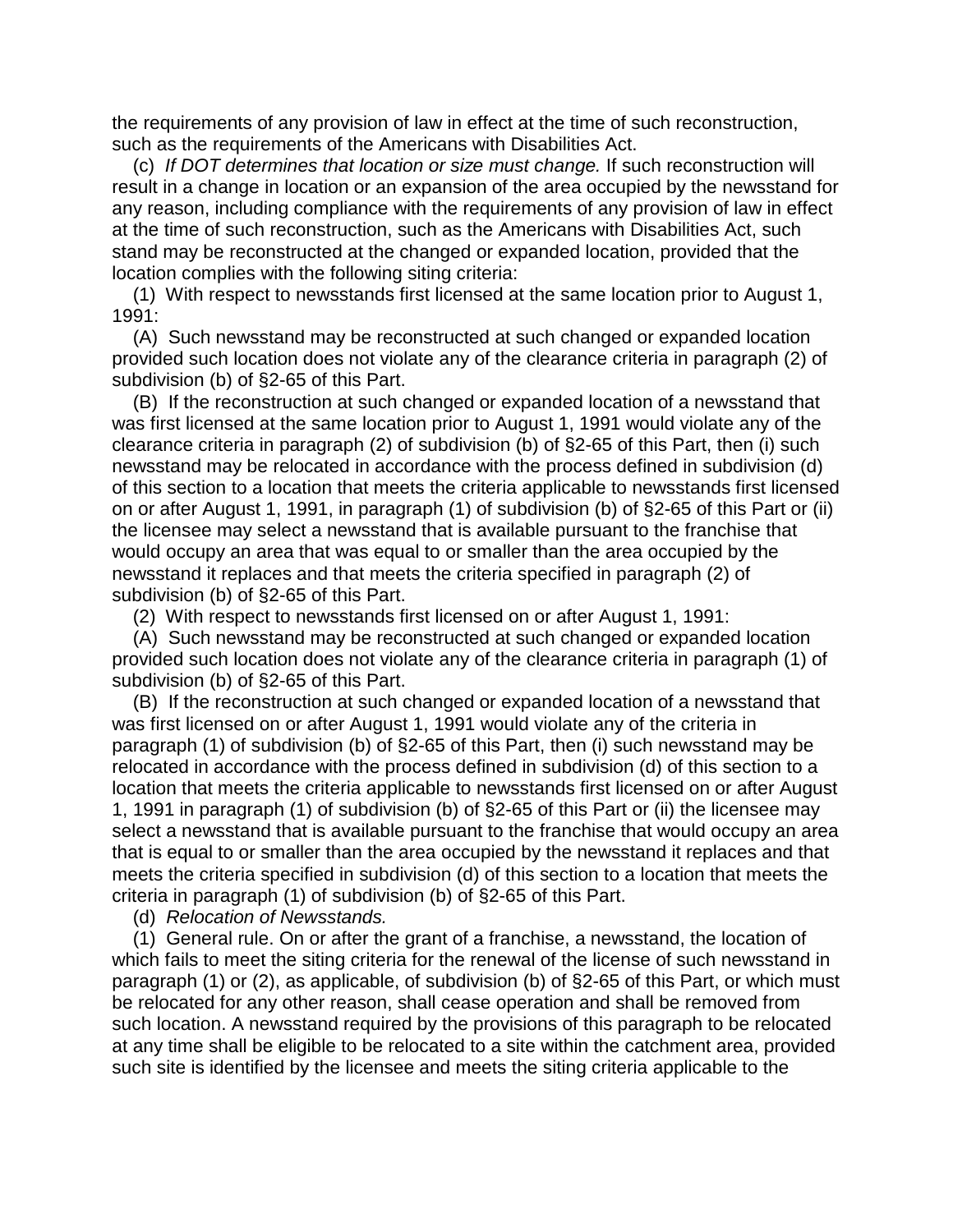the requirements of any provision of law in effect at the time of such reconstruction, such as the requirements of the Americans with Disabilities Act.

(c) *If DOT determines that location or size must change.* If such reconstruction will result in a change in location or an expansion of the area occupied by the newsstand for any reason, including compliance with the requirements of any provision of law in effect at the time of such reconstruction, such as the Americans with Disabilities Act, such stand may be reconstructed at the changed or expanded location, provided that the location complies with the following siting criteria:

(1) With respect to newsstands first licensed at the same location prior to August 1, 1991:

(A) Such newsstand may be reconstructed at such changed or expanded location provided such location does not violate any of the clearance criteria in paragraph (2) of subdivision (b) of §2-65 of this Part.

(B) If the reconstruction at such changed or expanded location of a newsstand that was first licensed at the same location prior to August 1, 1991 would violate any of the clearance criteria in paragraph (2) of subdivision (b) of §2-65 of this Part, then (i) such newsstand may be relocated in accordance with the process defined in subdivision (d) of this section to a location that meets the criteria applicable to newsstands first licensed on or after August 1, 1991, in paragraph (1) of subdivision (b) of §2-65 of this Part or (ii) the licensee may select a newsstand that is available pursuant to the franchise that would occupy an area that was equal to or smaller than the area occupied by the newsstand it replaces and that meets the criteria specified in paragraph (2) of subdivision (b) of §2-65 of this Part.

(2) With respect to newsstands first licensed on or after August 1, 1991:

(A) Such newsstand may be reconstructed at such changed or expanded location provided such location does not violate any of the clearance criteria in paragraph (1) of subdivision (b) of §2-65 of this Part.

(B) If the reconstruction at such changed or expanded location of a newsstand that was first licensed on or after August 1, 1991 would violate any of the criteria in paragraph (1) of subdivision (b) of §2-65 of this Part, then (i) such newsstand may be relocated in accordance with the process defined in subdivision (d) of this section to a location that meets the criteria applicable to newsstands first licensed on or after August 1, 1991 in paragraph (1) of subdivision (b) of §2-65 of this Part or (ii) the licensee may select a newsstand that is available pursuant to the franchise that would occupy an area that is equal to or smaller than the area occupied by the newsstand it replaces and that meets the criteria specified in subdivision (d) of this section to a location that meets the criteria in paragraph (1) of subdivision (b) of §2-65 of this Part.

(d) *Relocation of Newsstands.*

(1) General rule. On or after the grant of a franchise, a newsstand, the location of which fails to meet the siting criteria for the renewal of the license of such newsstand in paragraph (1) or (2), as applicable, of subdivision (b) of §2-65 of this Part, or which must be relocated for any other reason, shall cease operation and shall be removed from such location. A newsstand required by the provisions of this paragraph to be relocated at any time shall be eligible to be relocated to a site within the catchment area, provided such site is identified by the licensee and meets the siting criteria applicable to the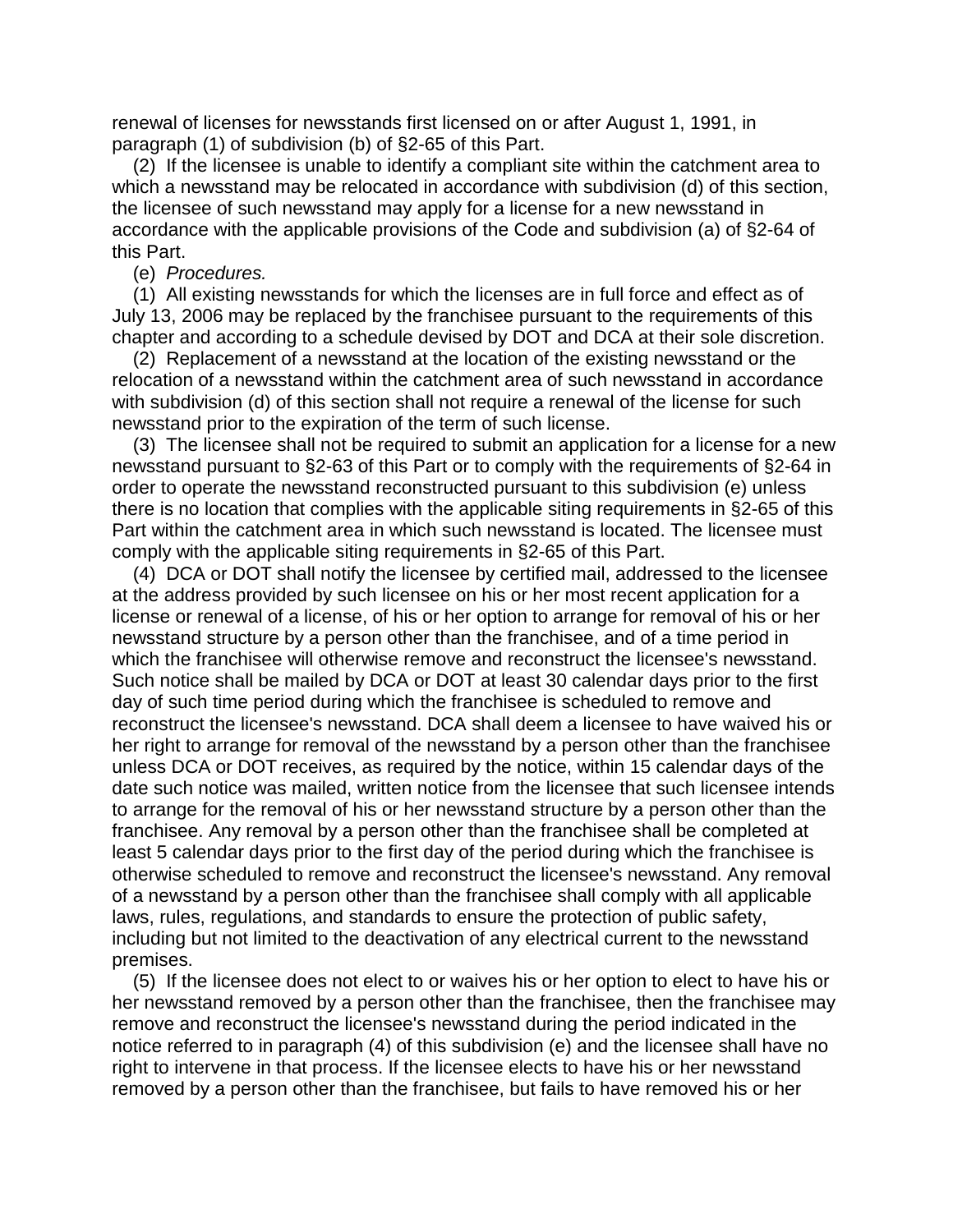renewal of licenses for newsstands first licensed on or after August 1, 1991, in paragraph (1) of subdivision (b) of §2-65 of this Part.

(2) If the licensee is unable to identify a compliant site within the catchment area to which a newsstand may be relocated in accordance with subdivision (d) of this section, the licensee of such newsstand may apply for a license for a new newsstand in accordance with the applicable provisions of the Code and subdivision (a) of §2-64 of this Part.

(e) *Procedures.*

(1) All existing newsstands for which the licenses are in full force and effect as of July 13, 2006 may be replaced by the franchisee pursuant to the requirements of this chapter and according to a schedule devised by DOT and DCA at their sole discretion.

(2) Replacement of a newsstand at the location of the existing newsstand or the relocation of a newsstand within the catchment area of such newsstand in accordance with subdivision (d) of this section shall not require a renewal of the license for such newsstand prior to the expiration of the term of such license.

(3) The licensee shall not be required to submit an application for a license for a new newsstand pursuant to §2-63 of this Part or to comply with the requirements of §2-64 in order to operate the newsstand reconstructed pursuant to this subdivision (e) unless there is no location that complies with the applicable siting requirements in §2-65 of this Part within the catchment area in which such newsstand is located. The licensee must comply with the applicable siting requirements in §2-65 of this Part.

(4) DCA or DOT shall notify the licensee by certified mail, addressed to the licensee at the address provided by such licensee on his or her most recent application for a license or renewal of a license, of his or her option to arrange for removal of his or her newsstand structure by a person other than the franchisee, and of a time period in which the franchisee will otherwise remove and reconstruct the licensee's newsstand. Such notice shall be mailed by DCA or DOT at least 30 calendar days prior to the first day of such time period during which the franchisee is scheduled to remove and reconstruct the licensee's newsstand. DCA shall deem a licensee to have waived his or her right to arrange for removal of the newsstand by a person other than the franchisee unless DCA or DOT receives, as required by the notice, within 15 calendar days of the date such notice was mailed, written notice from the licensee that such licensee intends to arrange for the removal of his or her newsstand structure by a person other than the franchisee. Any removal by a person other than the franchisee shall be completed at least 5 calendar days prior to the first day of the period during which the franchisee is otherwise scheduled to remove and reconstruct the licensee's newsstand. Any removal of a newsstand by a person other than the franchisee shall comply with all applicable laws, rules, regulations, and standards to ensure the protection of public safety, including but not limited to the deactivation of any electrical current to the newsstand premises.

(5) If the licensee does not elect to or waives his or her option to elect to have his or her newsstand removed by a person other than the franchisee, then the franchisee may remove and reconstruct the licensee's newsstand during the period indicated in the notice referred to in paragraph (4) of this subdivision (e) and the licensee shall have no right to intervene in that process. If the licensee elects to have his or her newsstand removed by a person other than the franchisee, but fails to have removed his or her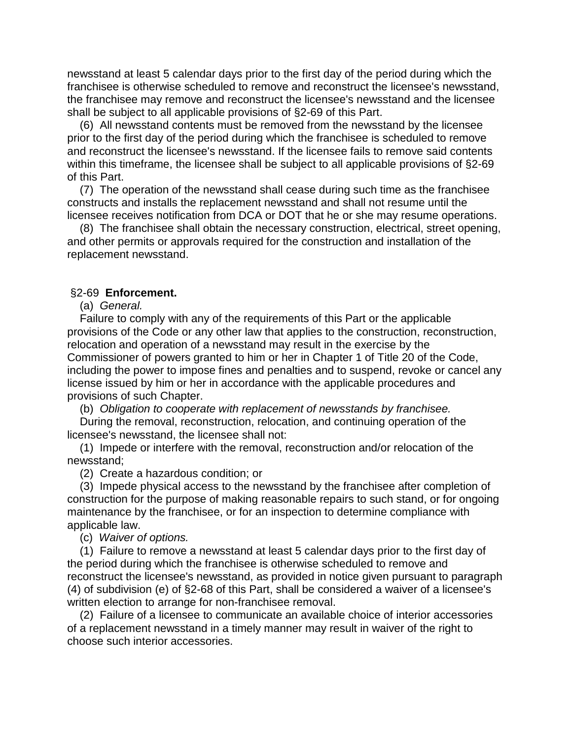newsstand at least 5 calendar days prior to the first day of the period during which the franchisee is otherwise scheduled to remove and reconstruct the licensee's newsstand, the franchisee may remove and reconstruct the licensee's newsstand and the licensee shall be subject to all applicable provisions of §2-69 of this Part.

(6) All newsstand contents must be removed from the newsstand by the licensee prior to the first day of the period during which the franchisee is scheduled to remove and reconstruct the licensee's newsstand. If the licensee fails to remove said contents within this timeframe, the licensee shall be subject to all applicable provisions of §2-69 of this Part.

(7) The operation of the newsstand shall cease during such time as the franchisee constructs and installs the replacement newsstand and shall not resume until the licensee receives notification from DCA or DOT that he or she may resume operations.

(8) The franchisee shall obtain the necessary construction, electrical, street opening, and other permits or approvals required for the construction and installation of the replacement newsstand.

§2-69 **Enforcement.**

(a) *General.*

Failure to comply with any of the requirements of this Part or the applicable provisions of the Code or any other law that applies to the construction, reconstruction, relocation and operation of a newsstand may result in the exercise by the Commissioner of powers granted to him or her in Chapter 1 of Title 20 of the Code, including the power to impose fines and penalties and to suspend, revoke or cancel any license issued by him or her in accordance with the applicable procedures and provisions of such Chapter.

(b) *Obligation to cooperate with replacement of newsstands by franchisee.*

During the removal, reconstruction, relocation, and continuing operation of the licensee's newsstand, the licensee shall not:

(1) Impede or interfere with the removal, reconstruction and/or relocation of the newsstand;

(2) Create a hazardous condition; or

(3) Impede physical access to the newsstand by the franchisee after completion of construction for the purpose of making reasonable repairs to such stand, or for ongoing maintenance by the franchisee, or for an inspection to determine compliance with applicable law.

(c) *Waiver of options.*

(1) Failure to remove a newsstand at least 5 calendar days prior to the first day of the period during which the franchisee is otherwise scheduled to remove and reconstruct the licensee's newsstand, as provided in notice given pursuant to paragraph (4) of subdivision (e) of §2-68 of this Part, shall be considered a waiver of a licensee's written election to arrange for non-franchisee removal.

(2) Failure of a licensee to communicate an available choice of interior accessories of a replacement newsstand in a timely manner may result in waiver of the right to choose such interior accessories.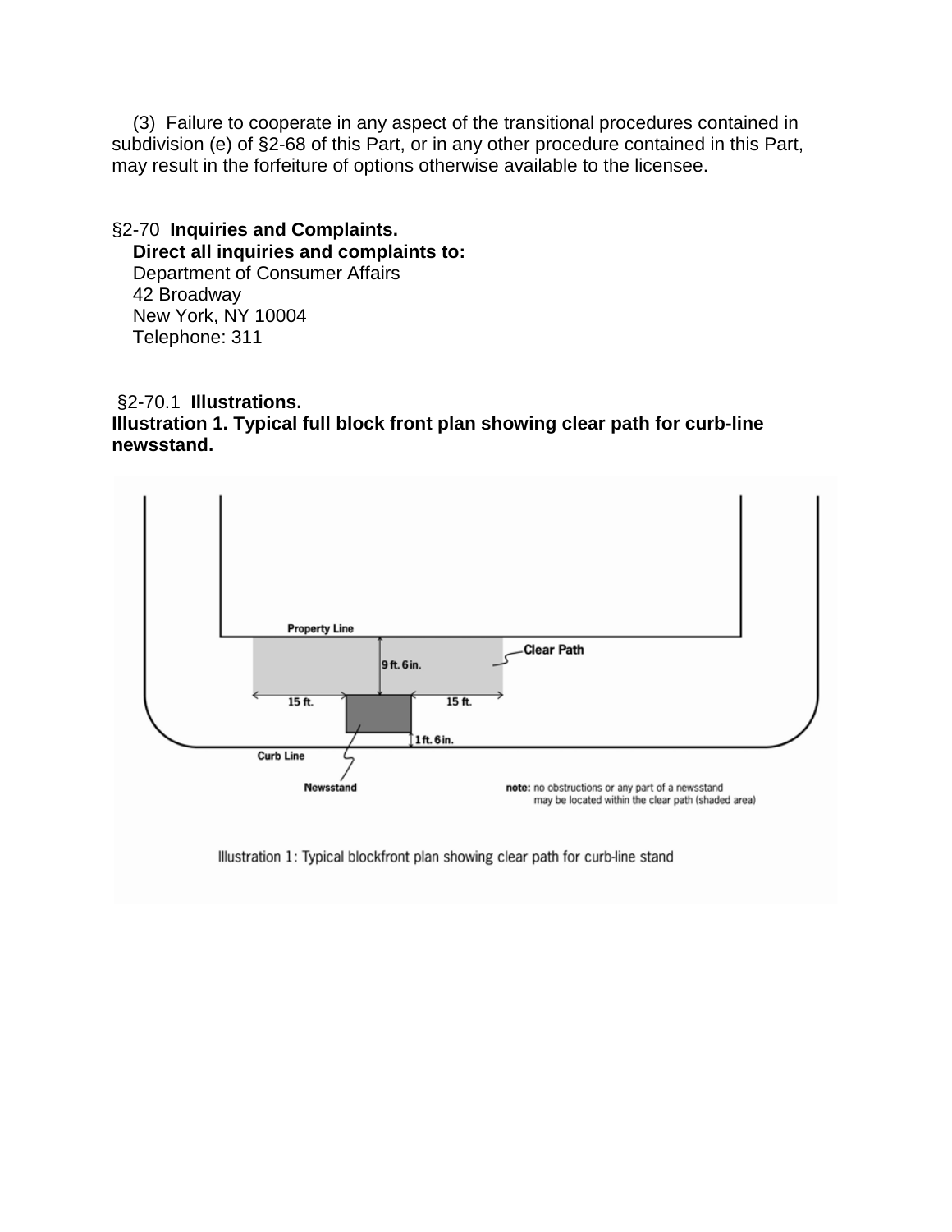(3) Failure to cooperate in any aspect of the transitional procedures contained in subdivision (e) of §2-68 of this Part, or in any other procedure contained in this Part, may result in the forfeiture of options otherwise available to the licensee.

§2-70 **Inquiries and Complaints.**

**Direct all inquiries and complaints to:**
Department of Consumer Affairs
42 Broadway
New York, NY 10004
Telephone: 311

§2-70.1 **Illustrations.**

**Illustration 1. Typical full block front plan showing clear path for curb-line newsstand.**

Illustration 1: Typical blockfront plan showing clear path for curb-line stand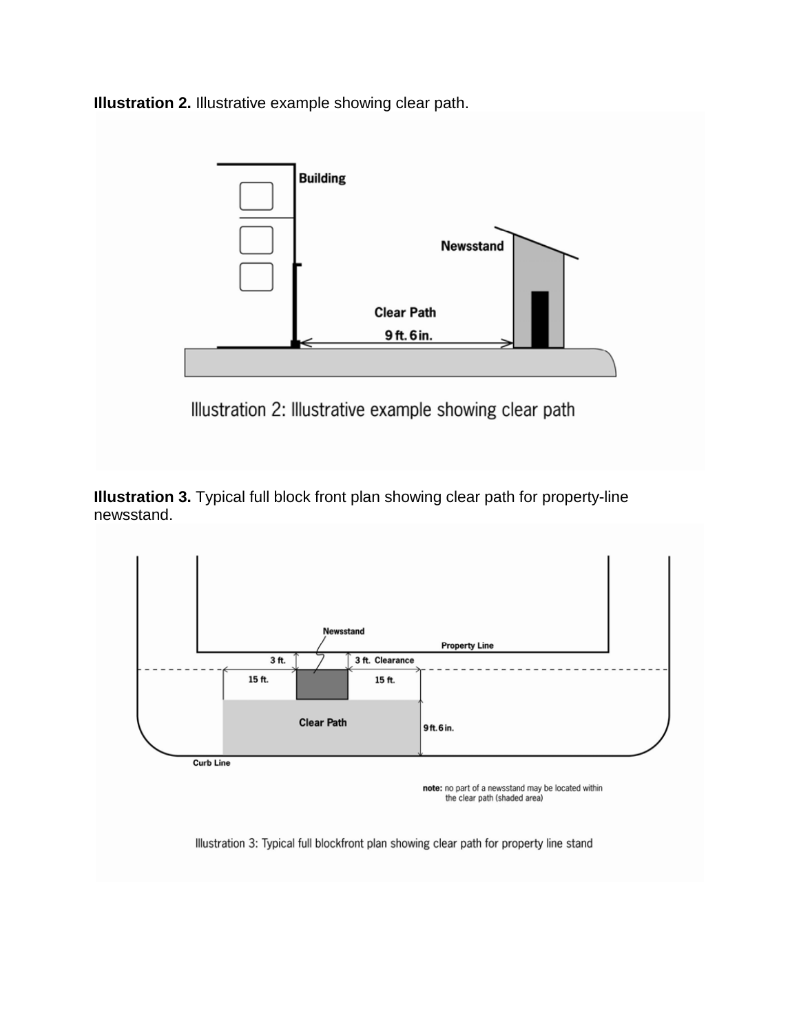**Illustration 2.** Illustrative example showing clear path.

**Illustration 3.** Typical full block front plan showing clear path for property-line newsstand.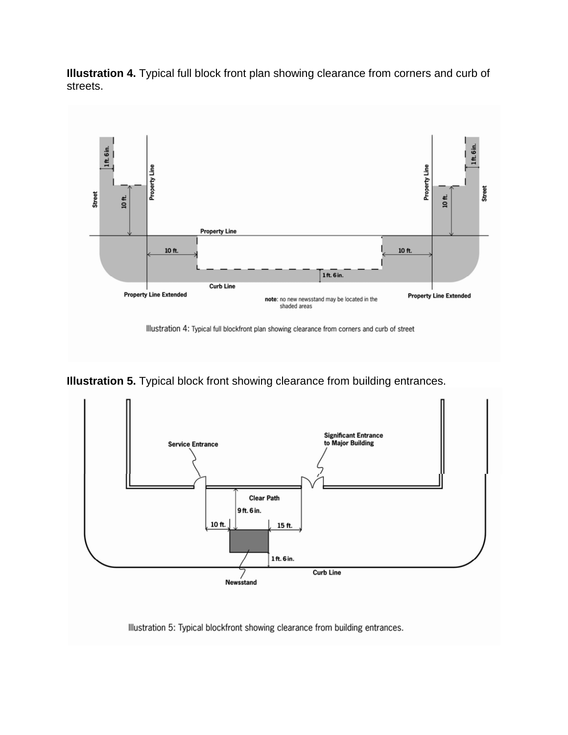**Illustration 4.** Typical full block front plan showing clearance from corners and curb of streets.

Street | 1 ft. 6 in. | 10 ft. | Property Line | Property Line | 10 ft. | 10 ft. | 1 ft. 6 in. | Curb Line | Property Line Extended | Property Line Extended | Property Line | 10 ft. | 1 ft. 6 in. | Street

note: no new newsstand may be located in the shaded areas

Illustration 4: Typical full blockfront plan showing clearance from corners and curb of street

**Illustration 5.** Typical block front showing clearance from building entrances.

Service Entrance | Significant Entrance to Major Building | Clear Path | 9 ft. 6 in. | 10 ft. | 15 ft. | 1 ft. 6 in. | Curb Line | Newsstand

Illustration 5: Typical blockfront showing clearance from building entrances.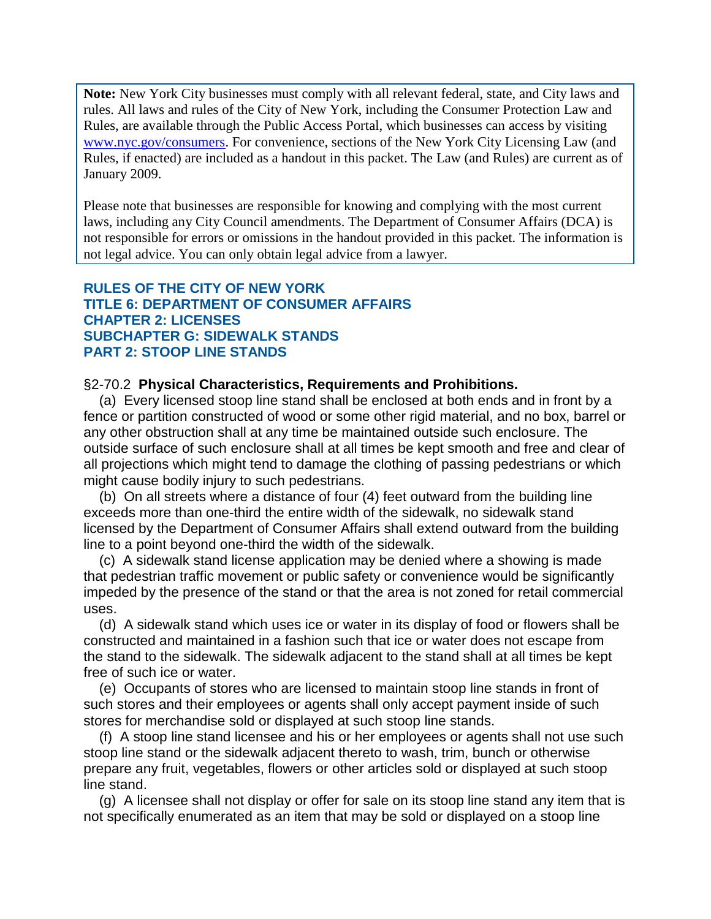**Note:** New York City businesses must comply with all relevant federal, state, and City laws and rules. All laws and rules of the City of New York, including the Consumer Protection Law and Rules, are available through the Public Access Portal, which businesses can access by visiting [www.nyc.gov/consumers](www.nyc.gov/consumers). For convenience, sections of the New York City Licensing Law (and Rules, if enacted) are included as a handout in this packet. The Law (and Rules) are current as of January 2009.

Please note that businesses are responsible for knowing and complying with the most current laws, including any City Council amendments. The Department of Consumer Affairs (DCA) is not responsible for errors or omissions in the handout provided in this packet. The information is not legal advice. You can only obtain legal advice from a lawyer.

## RULES OF THE CITY OF NEW YORK
## TITLE 6: DEPARTMENT OF CONSUMER AFFAIRS
## CHAPTER 2: LICENSES
## SUBCHAPTER G: SIDEWALK STANDS
## PART 2: STOOP LINE STANDS

§2-70.2 **Physical Characteristics, Requirements and Prohibitions.**

(a) Every licensed stoop line stand shall be enclosed at both ends and in front by a fence or partition constructed of wood or some other rigid material, and no box, barrel or any other obstruction shall at any time be maintained outside such enclosure. The outside surface of such enclosure shall at all times be kept smooth and free and clear of all projections which might tend to damage the clothing of passing pedestrians or which might cause bodily injury to such pedestrians.

(b) On all streets where a distance of four (4) feet outward from the building line exceeds more than one-third the entire width of the sidewalk, no sidewalk stand licensed by the Department of Consumer Affairs shall extend outward from the building line to a point beyond one-third the width of the sidewalk.

(c) A sidewalk stand license application may be denied where a showing is made that pedestrian traffic movement or public safety or convenience would be significantly impeded by the presence of the stand or that the area is not zoned for retail commercial uses.

(d) A sidewalk stand which uses ice or water in its display of food or flowers shall be constructed and maintained in a fashion such that ice or water does not escape from the stand to the sidewalk. The sidewalk adjacent to the stand shall at all times be kept free of such ice or water.

(e) Occupants of stores who are licensed to maintain stoop line stands in front of such stores and their employees or agents shall only accept payment inside of such stores for merchandise sold or displayed at such stoop line stands.

(f) A stoop line stand licensee and his or her employees or agents shall not use such stoop line stand or the sidewalk adjacent thereto to wash, trim, bunch or otherwise prepare any fruit, vegetables, flowers or other articles sold or displayed at such stoop line stand.

(g) A licensee shall not display or offer for sale on its stoop line stand any item that is not specifically enumerated as an item that may be sold or displayed on a stoop line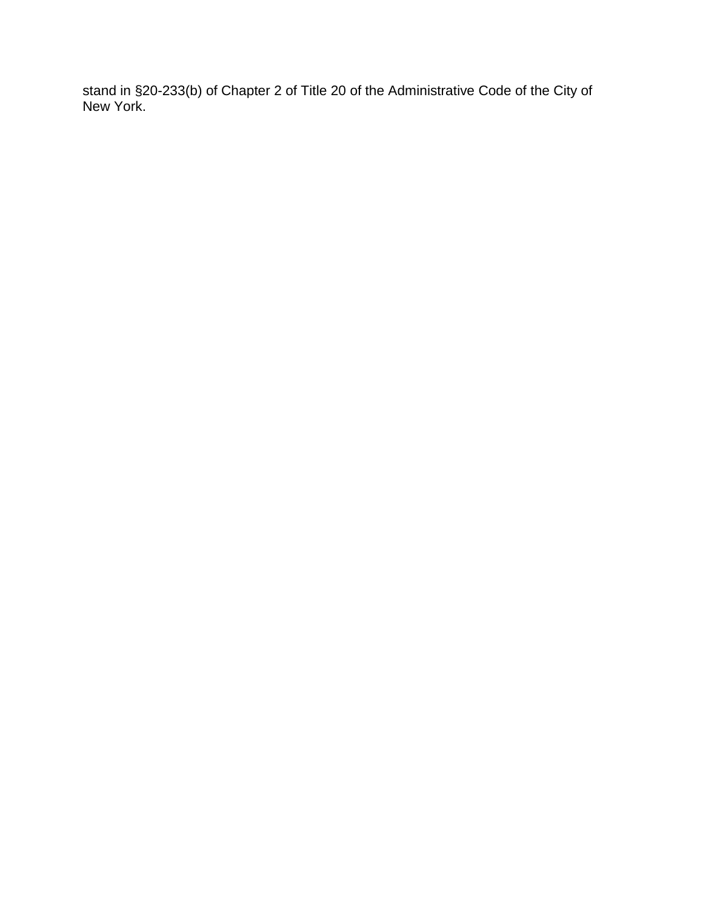stand in §20-233(b) of Chapter 2 of Title 20 of the Administrative Code of the City of New York.